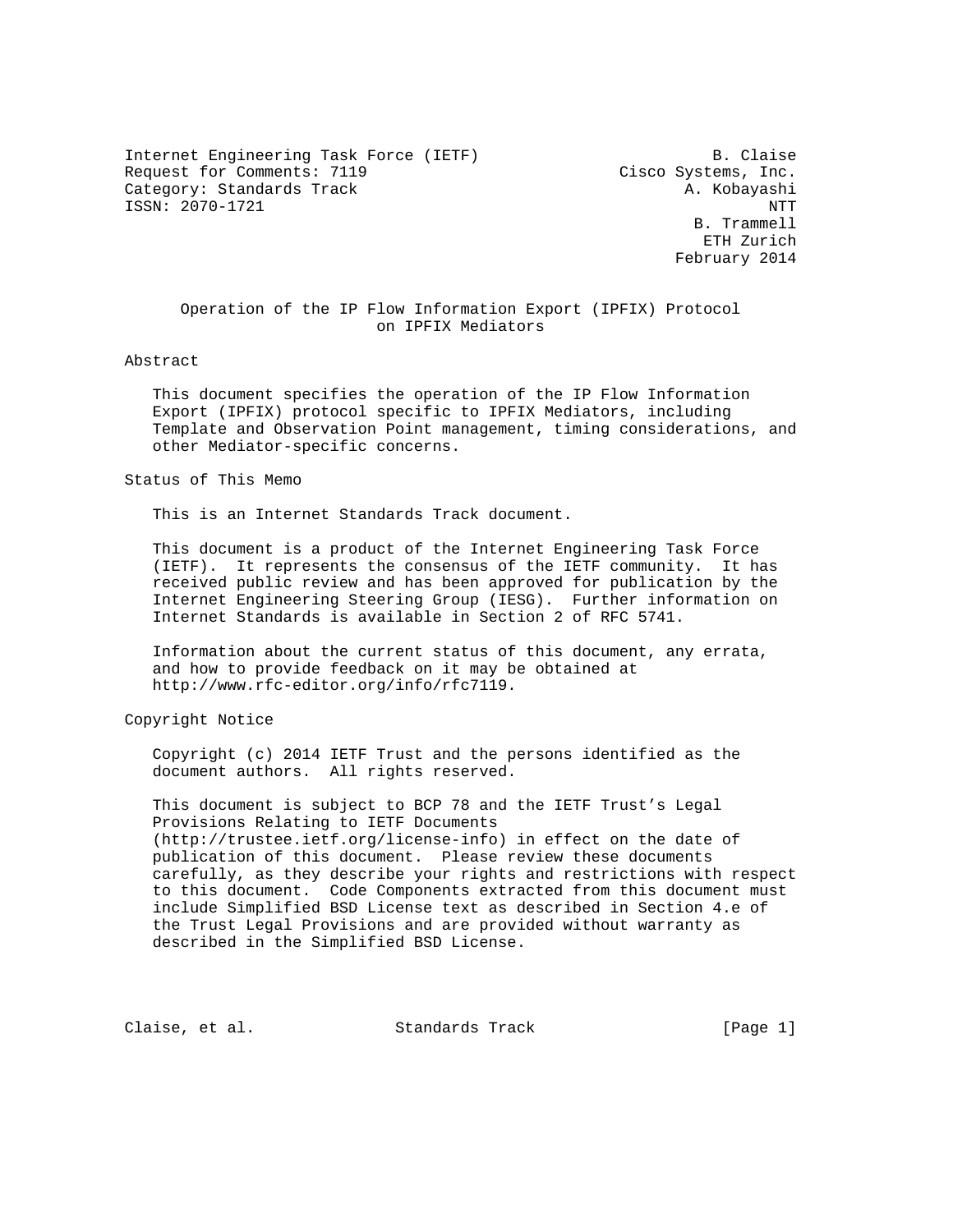Internet Engineering Task Force (IETF)  
Request for Comments: 7119  
Category: Standards Track  
ISSN: 2070-1721

B. Claise  
Cisco Systems, Inc.  
A. Kobayashi  
NTT  
B. Trammell  
ETH Zurich  
February 2014

# Operation of the IP Flow Information Export (IPFIX) Protocol on IPFIX Mediators

## Abstract

This document specifies the operation of the IP Flow Information Export (IPFIX) protocol specific to IPFIX Mediators, including Template and Observation Point management, timing considerations, and other Mediator-specific concerns.

## Status of This Memo

This is an Internet Standards Track document.

This document is a product of the Internet Engineering Task Force (IETF). It represents the consensus of the IETF community. It has received public review and has been approved for publication by the Internet Engineering Steering Group (IESG). Further information on Internet Standards is available in Section 2 of RFC 5741.

Information about the current status of this document, any errata, and how to provide feedback on it may be obtained at http://www.rfc-editor.org/info/rfc7119.

## Copyright Notice

Copyright (c) 2014 IETF Trust and the persons identified as the document authors. All rights reserved.

This document is subject to BCP 78 and the IETF Trust's Legal Provisions Relating to IETF Documents (http://trustee.ietf.org/license-info) in effect on the date of publication of this document. Please review these documents carefully, as they describe your rights and restrictions with respect to this document. Code Components extracted from this document must include Simplified BSD License text as described in Section 4.e of the Trust Legal Provisions and are provided without warranty as described in the Simplified BSD License.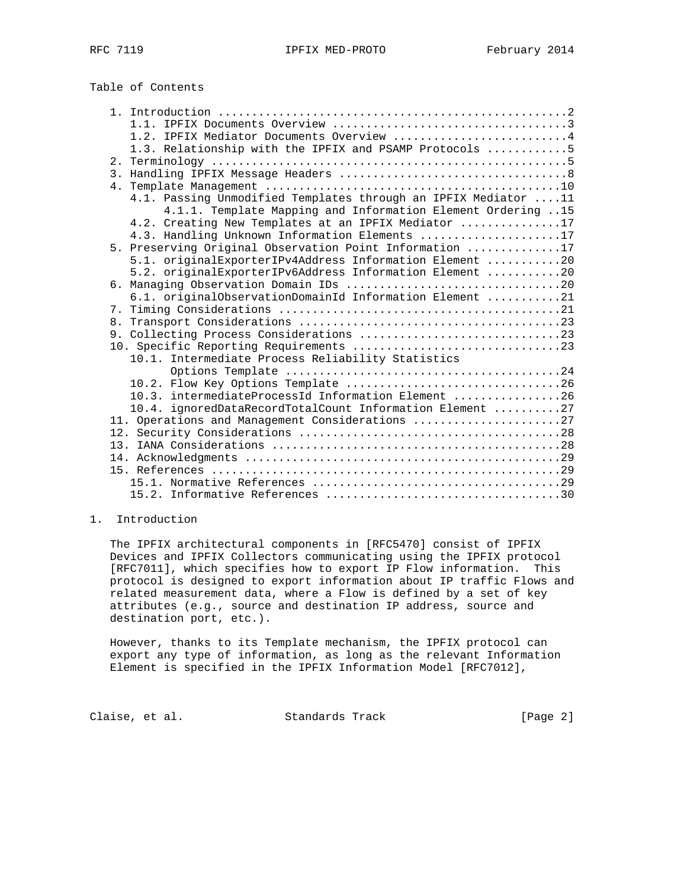## Table of Contents

```
   1. Introduction ....................................................2
      1.1. IPFIX Documents Overview ..................................3
      1.2. IPFIX Mediator Documents Overview .........................4
      1.3. Relationship with the IPFIX and PSAMP Protocols ...........5
   2. Terminology .....................................................5
   3. Handling IPFIX Message Headers .................................8
   4. Template Management ............................................10
      4.1. Passing Unmodified Templates through an IPFIX Mediator ....11
           4.1.1. Template Mapping and Information Element Ordering ..15
      4.2. Creating New Templates at an IPFIX Mediator ..............17
      4.3. Handling Unknown Information Elements ....................17
   5. Preserving Original Observation Point Information .............17
      5.1. originalExporterIPv4Address Information Element ..........20
      5.2. originalExporterIPv6Address Information Element ..........20
   6. Managing Observation Domain IDs ...............................20
      6.1. originalObservationDomainId Information Element ..........21
   7. Timing Considerations .........................................21
   8. Transport Considerations ......................................23
   9. Collecting Process Considerations .............................23
   10. Specific Reporting Requirements ..............................23
      10.1. Intermediate Process Reliability Statistics
            Options Template ........................................24
      10.2. Flow Key Options Template ...............................26
      10.3. intermediateProcessId Information Element ...............26
      10.4. ignoredDataRecordTotalCount Information Element .........27
   11. Operations and Management Considerations .....................27
   12. Security Considerations ......................................28
   13. IANA Considerations ..........................................28
   14. Acknowledgments ..............................................29
   15. References ...................................................29
      15.1. Normative References ....................................29
      15.2. Informative References ..................................30
```

## 1. Introduction

The IPFIX architectural components in [RFC5470] consist of IPFIX Devices and IPFIX Collectors communicating using the IPFIX protocol [RFC7011], which specifies how to export IP Flow information. This protocol is designed to export information about IP traffic Flows and related measurement data, where a Flow is defined by a set of key attributes (e.g., source and destination IP address, source and destination port, etc.).

However, thanks to its Template mechanism, the IPFIX protocol can export any type of information, as long as the relevant Information Element is specified in the IPFIX Information Model [RFC7012],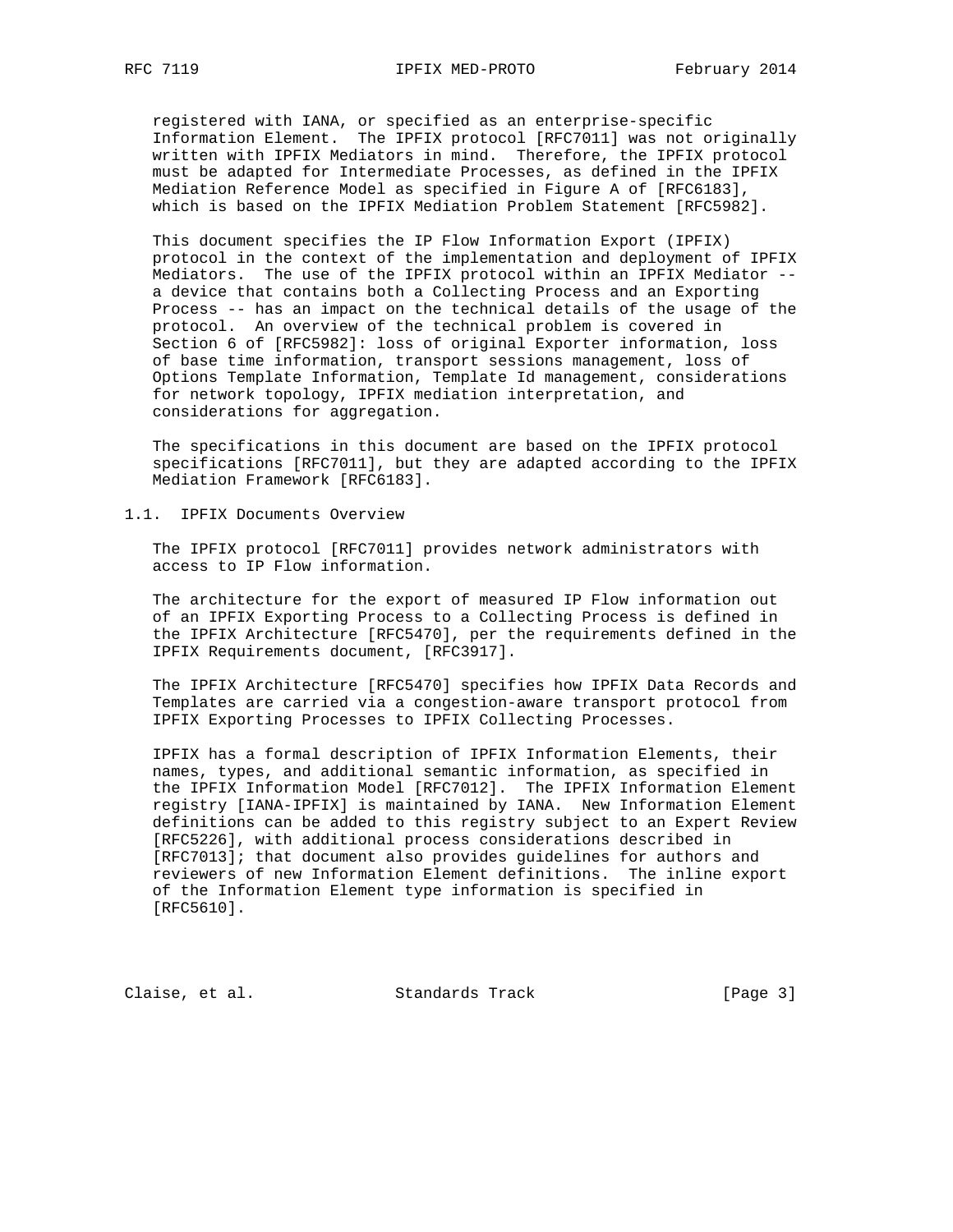registered with IANA, or specified as an enterprise-specific Information Element. The IPFIX protocol [RFC7011] was not originally written with IPFIX Mediators in mind. Therefore, the IPFIX protocol must be adapted for Intermediate Processes, as defined in the IPFIX Mediation Reference Model as specified in Figure A of [RFC6183], which is based on the IPFIX Mediation Problem Statement [RFC5982].

This document specifies the IP Flow Information Export (IPFIX) protocol in the context of the implementation and deployment of IPFIX Mediators. The use of the IPFIX protocol within an IPFIX Mediator -- a device that contains both a Collecting Process and an Exporting Process -- has an impact on the technical details of the usage of the protocol. An overview of the technical problem is covered in Section 6 of [RFC5982]: loss of original Exporter information, loss of base time information, transport sessions management, loss of Options Template Information, Template Id management, considerations for network topology, IPFIX mediation interpretation, and considerations for aggregation.

The specifications in this document are based on the IPFIX protocol specifications [RFC7011], but they are adapted according to the IPFIX Mediation Framework [RFC6183].

## 1.1. IPFIX Documents Overview

The IPFIX protocol [RFC7011] provides network administrators with access to IP Flow information.

The architecture for the export of measured IP Flow information out of an IPFIX Exporting Process to a Collecting Process is defined in the IPFIX Architecture [RFC5470], per the requirements defined in the IPFIX Requirements document, [RFC3917].

The IPFIX Architecture [RFC5470] specifies how IPFIX Data Records and Templates are carried via a congestion-aware transport protocol from IPFIX Exporting Processes to IPFIX Collecting Processes.

IPFIX has a formal description of IPFIX Information Elements, their names, types, and additional semantic information, as specified in the IPFIX Information Model [RFC7012]. The IPFIX Information Element registry [IANA-IPFIX] is maintained by IANA. New Information Element definitions can be added to this registry subject to an Expert Review [RFC5226], with additional process considerations described in [RFC7013]; that document also provides guidelines for authors and reviewers of new Information Element definitions. The inline export of the Information Element type information is specified in [RFC5610].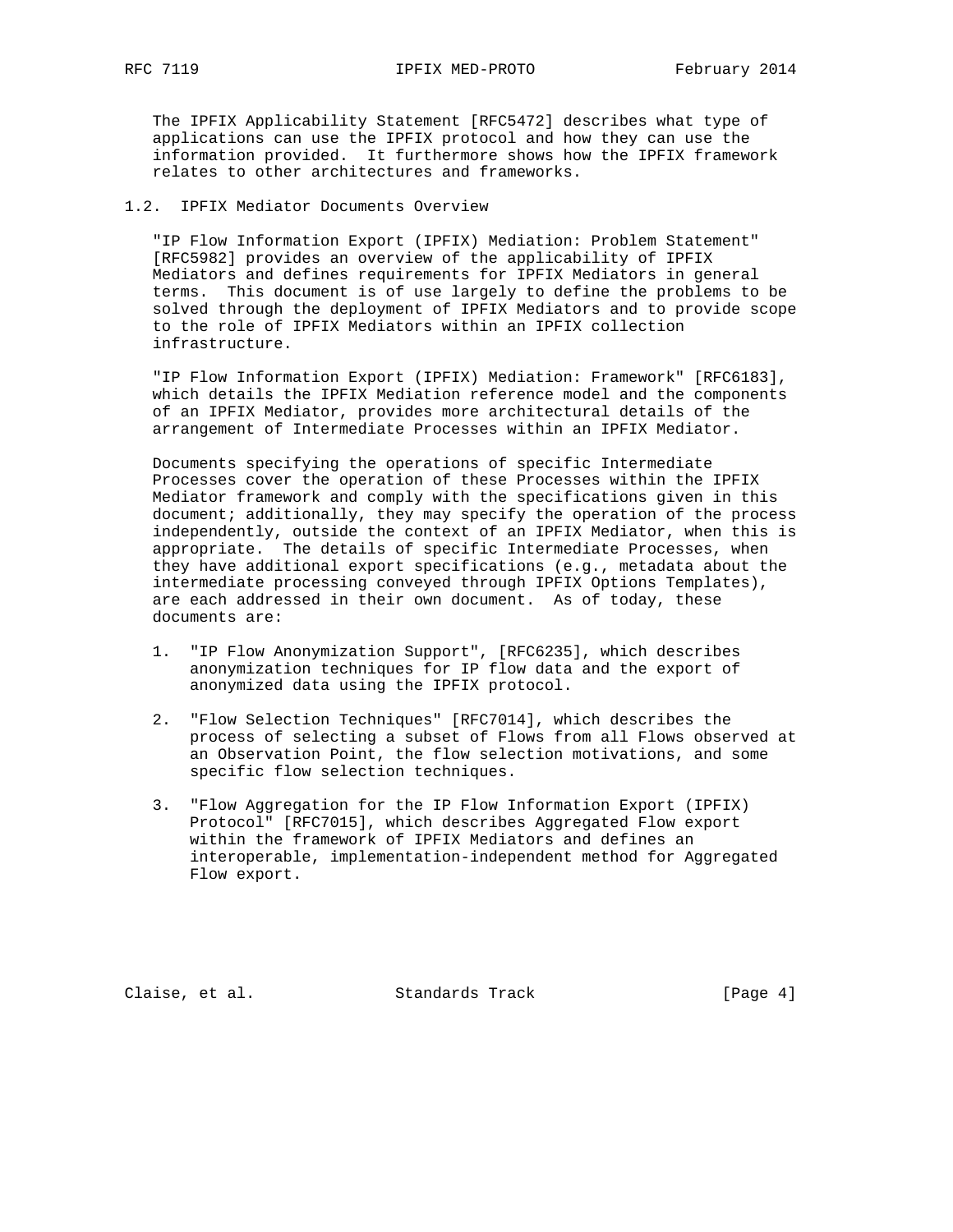The IPFIX Applicability Statement [RFC5472] describes what type of applications can use the IPFIX protocol and how they can use the information provided. It furthermore shows how the IPFIX framework relates to other architectures and frameworks.

## 1.2. IPFIX Mediator Documents Overview

"IP Flow Information Export (IPFIX) Mediation: Problem Statement" [RFC5982] provides an overview of the applicability of IPFIX Mediators and defines requirements for IPFIX Mediators in general terms. This document is of use largely to define the problems to be solved through the deployment of IPFIX Mediators and to provide scope to the role of IPFIX Mediators within an IPFIX collection infrastructure.

"IP Flow Information Export (IPFIX) Mediation: Framework" [RFC6183], which details the IPFIX Mediation reference model and the components of an IPFIX Mediator, provides more architectural details of the arrangement of Intermediate Processes within an IPFIX Mediator.

Documents specifying the operations of specific Intermediate Processes cover the operation of these Processes within the IPFIX Mediator framework and comply with the specifications given in this document; additionally, they may specify the operation of the process independently, outside the context of an IPFIX Mediator, when this is appropriate. The details of specific Intermediate Processes, when they have additional export specifications (e.g., metadata about the intermediate processing conveyed through IPFIX Options Templates), are each addressed in their own document. As of today, these documents are:

1. "IP Flow Anonymization Support", [RFC6235], which describes anonymization techniques for IP flow data and the export of anonymized data using the IPFIX protocol.

2. "Flow Selection Techniques" [RFC7014], which describes the process of selecting a subset of Flows from all Flows observed at an Observation Point, the flow selection motivations, and some specific flow selection techniques.

3. "Flow Aggregation for the IP Flow Information Export (IPFIX) Protocol" [RFC7015], which describes Aggregated Flow export within the framework of IPFIX Mediators and defines an interoperable, implementation-independent method for Aggregated Flow export.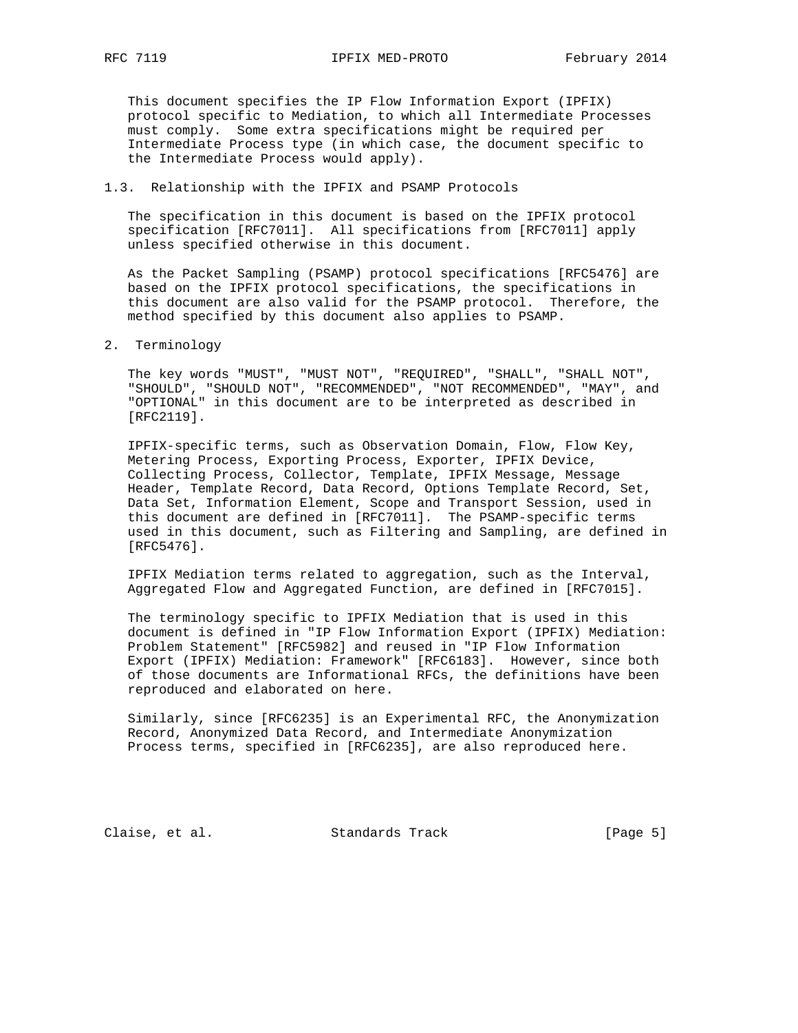This document specifies the IP Flow Information Export (IPFIX) protocol specific to Mediation, to which all Intermediate Processes must comply. Some extra specifications might be required per Intermediate Process type (in which case, the document specific to the Intermediate Process would apply).

### 1.3. Relationship with the IPFIX and PSAMP Protocols

The specification in this document is based on the IPFIX protocol specification [RFC7011]. All specifications from [RFC7011] apply unless specified otherwise in this document.

As the Packet Sampling (PSAMP) protocol specifications [RFC5476] are based on the IPFIX protocol specifications, the specifications in this document are also valid for the PSAMP protocol. Therefore, the method specified by this document also applies to PSAMP.

## 2. Terminology

The key words "MUST", "MUST NOT", "REQUIRED", "SHALL", "SHALL NOT", "SHOULD", "SHOULD NOT", "RECOMMENDED", "NOT RECOMMENDED", "MAY", and "OPTIONAL" in this document are to be interpreted as described in [RFC2119].

IPFIX-specific terms, such as Observation Domain, Flow, Flow Key, Metering Process, Exporting Process, Exporter, IPFIX Device, Collecting Process, Collector, Template, IPFIX Message, Message Header, Template Record, Data Record, Options Template Record, Set, Data Set, Information Element, Scope and Transport Session, used in this document are defined in [RFC7011]. The PSAMP-specific terms used in this document, such as Filtering and Sampling, are defined in [RFC5476].

IPFIX Mediation terms related to aggregation, such as the Interval, Aggregated Flow and Aggregated Function, are defined in [RFC7015].

The terminology specific to IPFIX Mediation that is used in this document is defined in "IP Flow Information Export (IPFIX) Mediation: Problem Statement" [RFC5982] and reused in "IP Flow Information Export (IPFIX) Mediation: Framework" [RFC6183]. However, since both of those documents are Informational RFCs, the definitions have been reproduced and elaborated on here.

Similarly, since [RFC6235] is an Experimental RFC, the Anonymization Record, Anonymized Data Record, and Intermediate Anonymization Process terms, specified in [RFC6235], are also reproduced here.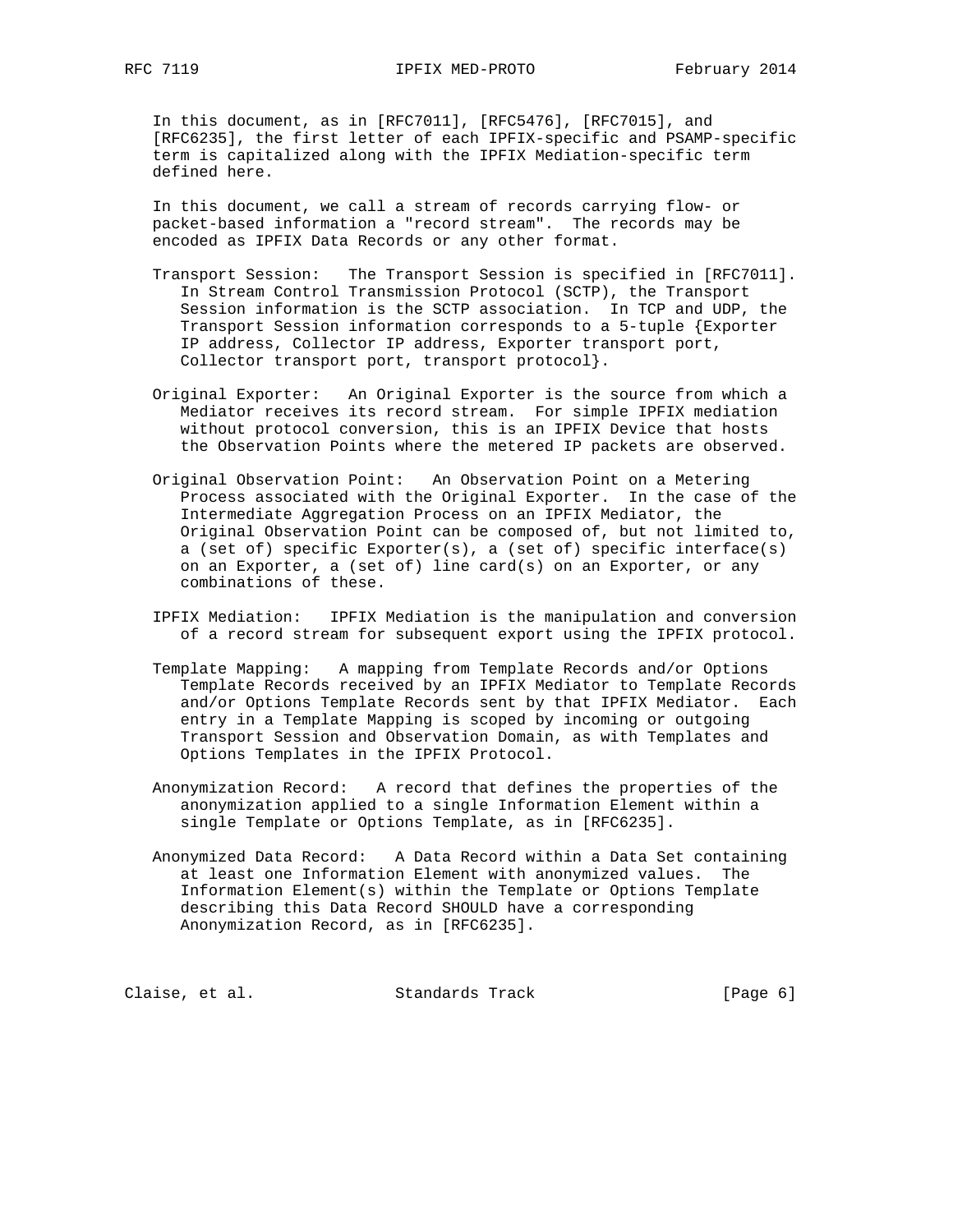In this document, as in [RFC7011], [RFC5476], [RFC7015], and [RFC6235], the first letter of each IPFIX-specific and PSAMP-specific term is capitalized along with the IPFIX Mediation-specific term defined here.

In this document, we call a stream of records carrying flow- or packet-based information a "record stream". The records may be encoded as IPFIX Data Records or any other format.

Transport Session: The Transport Session is specified in [RFC7011]. In Stream Control Transmission Protocol (SCTP), the Transport Session information is the SCTP association. In TCP and UDP, the Transport Session information corresponds to a 5-tuple {Exporter IP address, Collector IP address, Exporter transport port, Collector transport port, transport protocol}.

Original Exporter: An Original Exporter is the source from which a Mediator receives its record stream. For simple IPFIX mediation without protocol conversion, this is an IPFIX Device that hosts the Observation Points where the metered IP packets are observed.

Original Observation Point: An Observation Point on a Metering Process associated with the Original Exporter. In the case of the Intermediate Aggregation Process on an IPFIX Mediator, the Original Observation Point can be composed of, but not limited to, a (set of) specific Exporter(s), a (set of) specific interface(s) on an Exporter, a (set of) line card(s) on an Exporter, or any combinations of these.

IPFIX Mediation: IPFIX Mediation is the manipulation and conversion of a record stream for subsequent export using the IPFIX protocol.

Template Mapping: A mapping from Template Records and/or Options Template Records received by an IPFIX Mediator to Template Records and/or Options Template Records sent by that IPFIX Mediator. Each entry in a Template Mapping is scoped by incoming or outgoing Transport Session and Observation Domain, as with Templates and Options Templates in the IPFIX Protocol.

Anonymization Record: A record that defines the properties of the anonymization applied to a single Information Element within a single Template or Options Template, as in [RFC6235].

Anonymized Data Record: A Data Record within a Data Set containing at least one Information Element with anonymized values. The Information Element(s) within the Template or Options Template describing this Data Record SHOULD have a corresponding Anonymization Record, as in [RFC6235].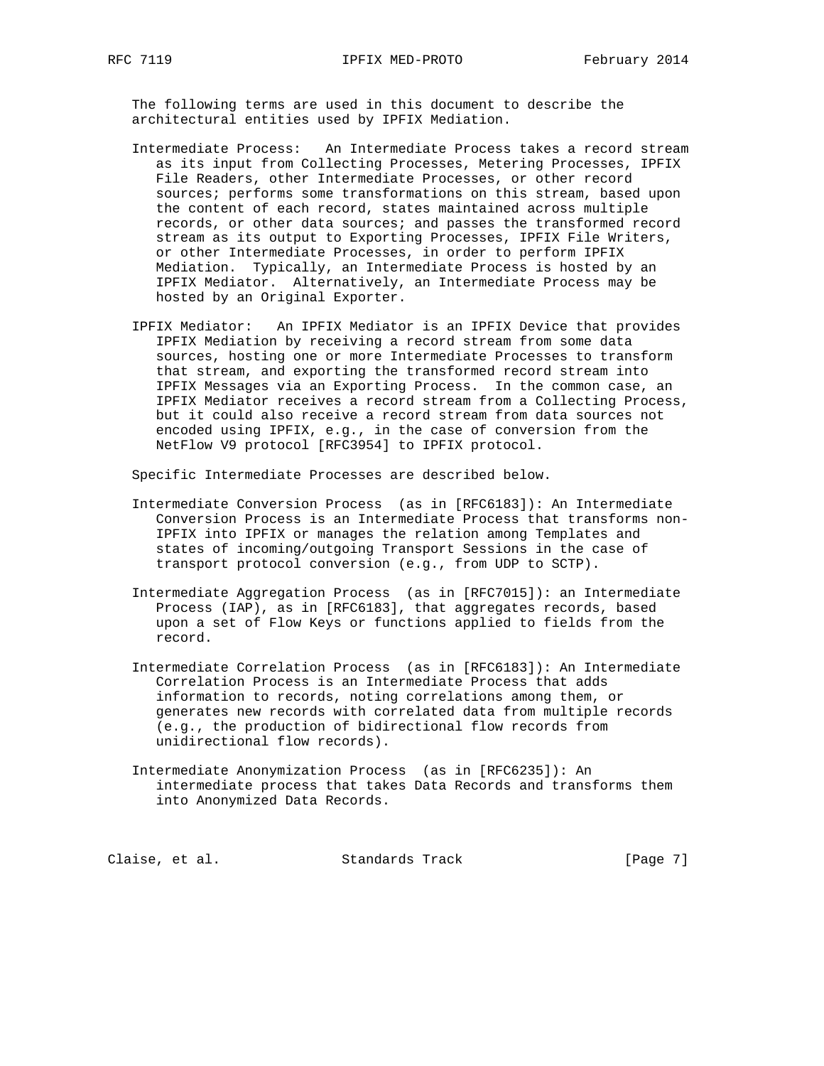The following terms are used in this document to describe the architectural entities used by IPFIX Mediation.

Intermediate Process: An Intermediate Process takes a record stream as its input from Collecting Processes, Metering Processes, IPFIX File Readers, other Intermediate Processes, or other record sources; performs some transformations on this stream, based upon the content of each record, states maintained across multiple records, or other data sources; and passes the transformed record stream as its output to Exporting Processes, IPFIX File Writers, or other Intermediate Processes, in order to perform IPFIX Mediation. Typically, an Intermediate Process is hosted by an IPFIX Mediator. Alternatively, an Intermediate Process may be hosted by an Original Exporter.

IPFIX Mediator: An IPFIX Mediator is an IPFIX Device that provides IPFIX Mediation by receiving a record stream from some data sources, hosting one or more Intermediate Processes to transform that stream, and exporting the transformed record stream into IPFIX Messages via an Exporting Process. In the common case, an IPFIX Mediator receives a record stream from a Collecting Process, but it could also receive a record stream from data sources not encoded using IPFIX, e.g., in the case of conversion from the NetFlow V9 protocol [RFC3954] to IPFIX protocol.

Specific Intermediate Processes are described below.

Intermediate Conversion Process (as in [RFC6183]): An Intermediate Conversion Process is an Intermediate Process that transforms non-IPFIX into IPFIX or manages the relation among Templates and states of incoming/outgoing Transport Sessions in the case of transport protocol conversion (e.g., from UDP to SCTP).

Intermediate Aggregation Process (as in [RFC7015]): an Intermediate Process (IAP), as in [RFC6183], that aggregates records, based upon a set of Flow Keys or functions applied to fields from the record.

Intermediate Correlation Process (as in [RFC6183]): An Intermediate Correlation Process is an Intermediate Process that adds information to records, noting correlations among them, or generates new records with correlated data from multiple records (e.g., the production of bidirectional flow records from unidirectional flow records).

Intermediate Anonymization Process (as in [RFC6235]): An intermediate process that takes Data Records and transforms them into Anonymized Data Records.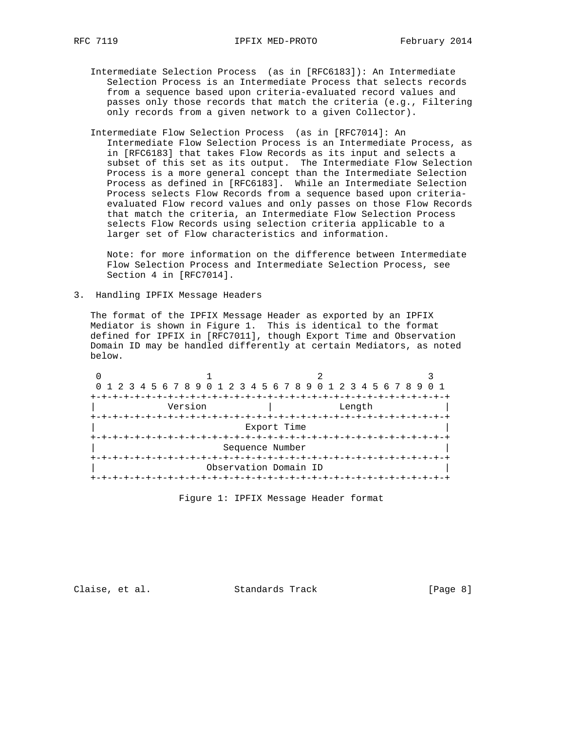Intermediate Selection Process  (as in [RFC6183]): An Intermediate Selection Process is an Intermediate Process that selects records from a sequence based upon criteria-evaluated record values and passes only those records that match the criteria (e.g., Filtering only records from a given network to a given Collector).

Intermediate Flow Selection Process  (as in [RFC7014]: An Intermediate Flow Selection Process is an Intermediate Process, as in [RFC6183] that takes Flow Records as its input and selects a subset of this set as its output.  The Intermediate Flow Selection Process is a more general concept than the Intermediate Selection Process as defined in [RFC6183].  While an Intermediate Selection Process selects Flow Records from a sequence based upon criteria-evaluated Flow record values and only passes on those Flow Records that match the criteria, an Intermediate Flow Selection Process selects Flow Records using selection criteria applicable to a larger set of Flow characteristics and information.

Note: for more information on the difference between Intermediate Flow Selection Process and Intermediate Selection Process, see Section 4 in [RFC7014].

## 3.  Handling IPFIX Message Headers

The format of the IPFIX Message Header as exported by an IPFIX Mediator is shown in Figure 1.  This is identical to the format defined for IPFIX in [RFC7011], though Export Time and Observation Domain ID may be handled differently at certain Mediators, as noted below.

```
 0                   1                   2                   3
 0 1 2 3 4 5 6 7 8 9 0 1 2 3 4 5 6 7 8 9 0 1 2 3 4 5 6 7 8 9 0 1
+-+-+-+-+-+-+-+-+-+-+-+-+-+-+-+-+-+-+-+-+-+-+-+-+-+-+-+-+-+-+-+-+
|            Version            |            Length             |
+-+-+-+-+-+-+-+-+-+-+-+-+-+-+-+-+-+-+-+-+-+-+-+-+-+-+-+-+-+-+-+-+
|                          Export Time                          |
+-+-+-+-+-+-+-+-+-+-+-+-+-+-+-+-+-+-+-+-+-+-+-+-+-+-+-+-+-+-+-+-+
|                        Sequence Number                        |
+-+-+-+-+-+-+-+-+-+-+-+-+-+-+-+-+-+-+-+-+-+-+-+-+-+-+-+-+-+-+-+-+
|                     Observation Domain ID                     |
+-+-+-+-+-+-+-+-+-+-+-+-+-+-+-+-+-+-+-+-+-+-+-+-+-+-+-+-+-+-+-+-+
```

Figure 1: IPFIX Message Header format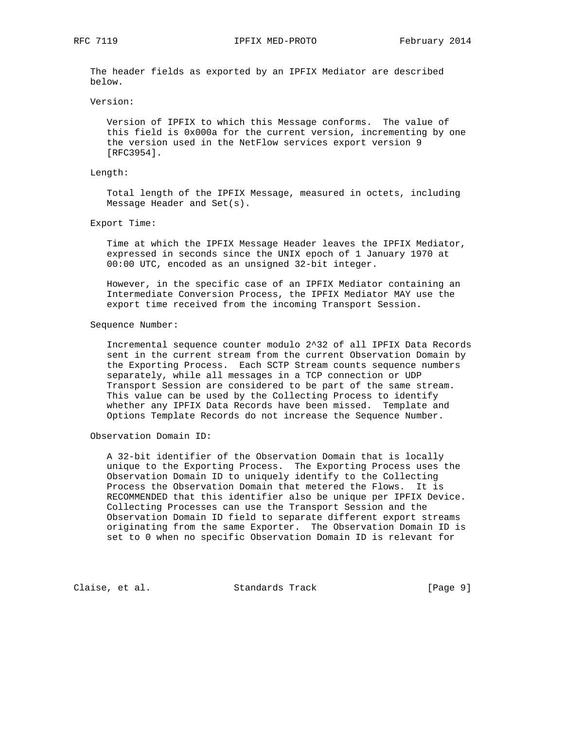The header fields as exported by an IPFIX Mediator are described below.

Version:

Version of IPFIX to which this Message conforms. The value of this field is 0x000a for the current version, incrementing by one the version used in the NetFlow services export version 9 [RFC3954].

Length:

Total length of the IPFIX Message, measured in octets, including Message Header and Set(s).

Export Time:

Time at which the IPFIX Message Header leaves the IPFIX Mediator, expressed in seconds since the UNIX epoch of 1 January 1970 at 00:00 UTC, encoded as an unsigned 32-bit integer.

However, in the specific case of an IPFIX Mediator containing an Intermediate Conversion Process, the IPFIX Mediator MAY use the export time received from the incoming Transport Session.

Sequence Number:

Incremental sequence counter modulo $2^{32}$ of all IPFIX Data Records sent in the current stream from the current Observation Domain by the Exporting Process. Each SCTP Stream counts sequence numbers separately, while all messages in a TCP connection or UDP Transport Session are considered to be part of the same stream. This value can be used by the Collecting Process to identify whether any IPFIX Data Records have been missed. Template and Options Template Records do not increase the Sequence Number.

Observation Domain ID:

A 32-bit identifier of the Observation Domain that is locally unique to the Exporting Process. The Exporting Process uses the Observation Domain ID to uniquely identify to the Collecting Process the Observation Domain that metered the Flows. It is RECOMMENDED that this identifier also be unique per IPFIX Device. Collecting Processes can use the Transport Session and the Observation Domain ID field to separate different export streams originating from the same Exporter. The Observation Domain ID is set to 0 when no specific Observation Domain ID is relevant for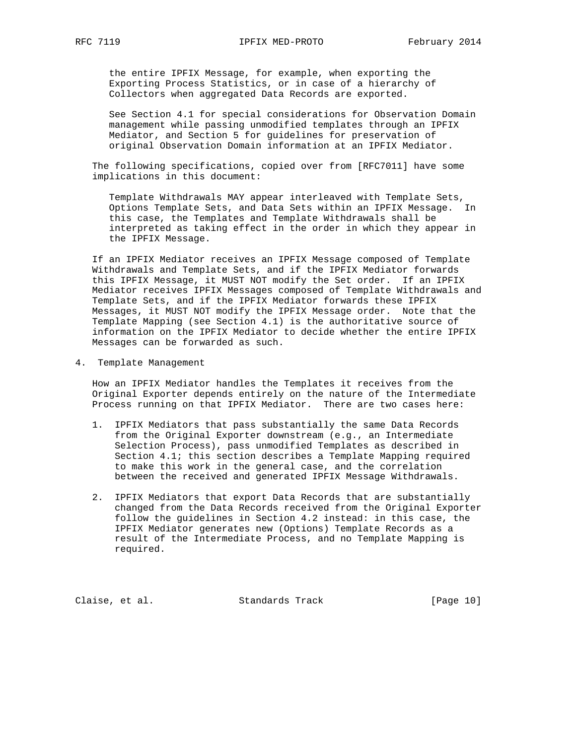the entire IPFIX Message, for example, when exporting the Exporting Process Statistics, or in case of a hierarchy of Collectors when aggregated Data Records are exported.

See Section 4.1 for special considerations for Observation Domain management while passing unmodified templates through an IPFIX Mediator, and Section 5 for guidelines for preservation of original Observation Domain information at an IPFIX Mediator.

The following specifications, copied over from [RFC7011] have some implications in this document:

> Template Withdrawals MAY appear interleaved with Template Sets, Options Template Sets, and Data Sets within an IPFIX Message. In this case, the Templates and Template Withdrawals shall be interpreted as taking effect in the order in which they appear in the IPFIX Message.

If an IPFIX Mediator receives an IPFIX Message composed of Template Withdrawals and Template Sets, and if the IPFIX Mediator forwards this IPFIX Message, it MUST NOT modify the Set order. If an IPFIX Mediator receives IPFIX Messages composed of Template Withdrawals and Template Sets, and if the IPFIX Mediator forwards these IPFIX Messages, it MUST NOT modify the IPFIX Message order. Note that the Template Mapping (see Section 4.1) is the authoritative source of information on the IPFIX Mediator to decide whether the entire IPFIX Messages can be forwarded as such.

## 4. Template Management

How an IPFIX Mediator handles the Templates it receives from the Original Exporter depends entirely on the nature of the Intermediate Process running on that IPFIX Mediator. There are two cases here:

1. IPFIX Mediators that pass substantially the same Data Records from the Original Exporter downstream (e.g., an Intermediate Selection Process), pass unmodified Templates as described in Section 4.1; this section describes a Template Mapping required to make this work in the general case, and the correlation between the received and generated IPFIX Message Withdrawals.

2. IPFIX Mediators that export Data Records that are substantially changed from the Data Records received from the Original Exporter follow the guidelines in Section 4.2 instead: in this case, the IPFIX Mediator generates new (Options) Template Records as a result of the Intermediate Process, and no Template Mapping is required.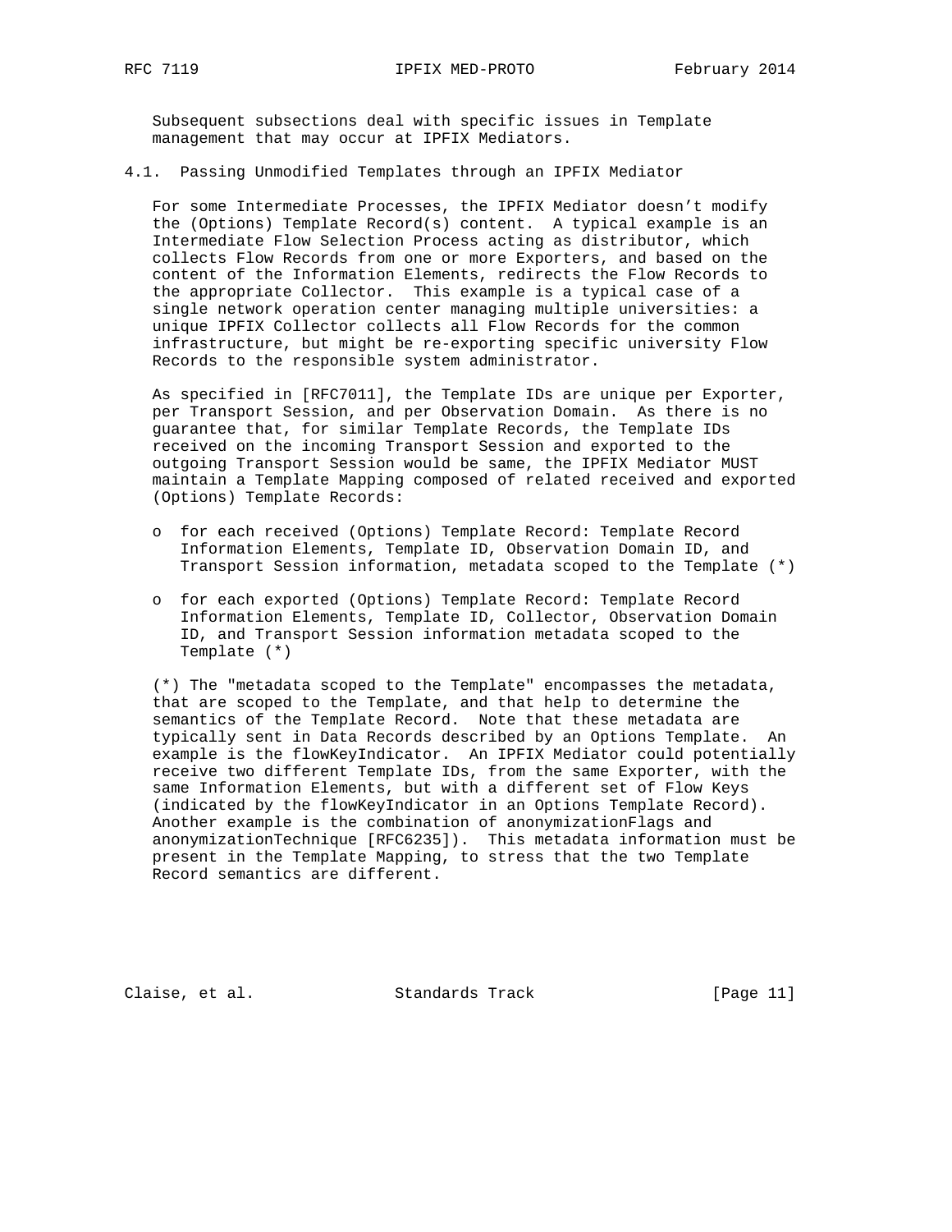Subsequent subsections deal with specific issues in Template management that may occur at IPFIX Mediators.

### 4.1. Passing Unmodified Templates through an IPFIX Mediator

For some Intermediate Processes, the IPFIX Mediator doesn't modify the (Options) Template Record(s) content. A typical example is an Intermediate Flow Selection Process acting as distributor, which collects Flow Records from one or more Exporters, and based on the content of the Information Elements, redirects the Flow Records to the appropriate Collector. This example is a typical case of a single network operation center managing multiple universities: a unique IPFIX Collector collects all Flow Records for the common infrastructure, but might be re-exporting specific university Flow Records to the responsible system administrator.

As specified in [RFC7011], the Template IDs are unique per Exporter, per Transport Session, and per Observation Domain. As there is no guarantee that, for similar Template Records, the Template IDs received on the incoming Transport Session and exported to the outgoing Transport Session would be same, the IPFIX Mediator MUST maintain a Template Mapping composed of related received and exported (Options) Template Records:

- for each received (Options) Template Record: Template Record Information Elements, Template ID, Observation Domain ID, and Transport Session information, metadata scoped to the Template (*)

- for each exported (Options) Template Record: Template Record Information Elements, Template ID, Collector, Observation Domain ID, and Transport Session information metadata scoped to the Template (*)

(*) The "metadata scoped to the Template" encompasses the metadata, that are scoped to the Template, and that help to determine the semantics of the Template Record. Note that these metadata are typically sent in Data Records described by an Options Template. An example is the flowKeyIndicator. An IPFIX Mediator could potentially receive two different Template IDs, from the same Exporter, with the same Information Elements, but with a different set of Flow Keys (indicated by the flowKeyIndicator in an Options Template Record). Another example is the combination of anonymizationFlags and anonymizationTechnique [RFC6235]). This metadata information must be present in the Template Mapping, to stress that the two Template Record semantics are different.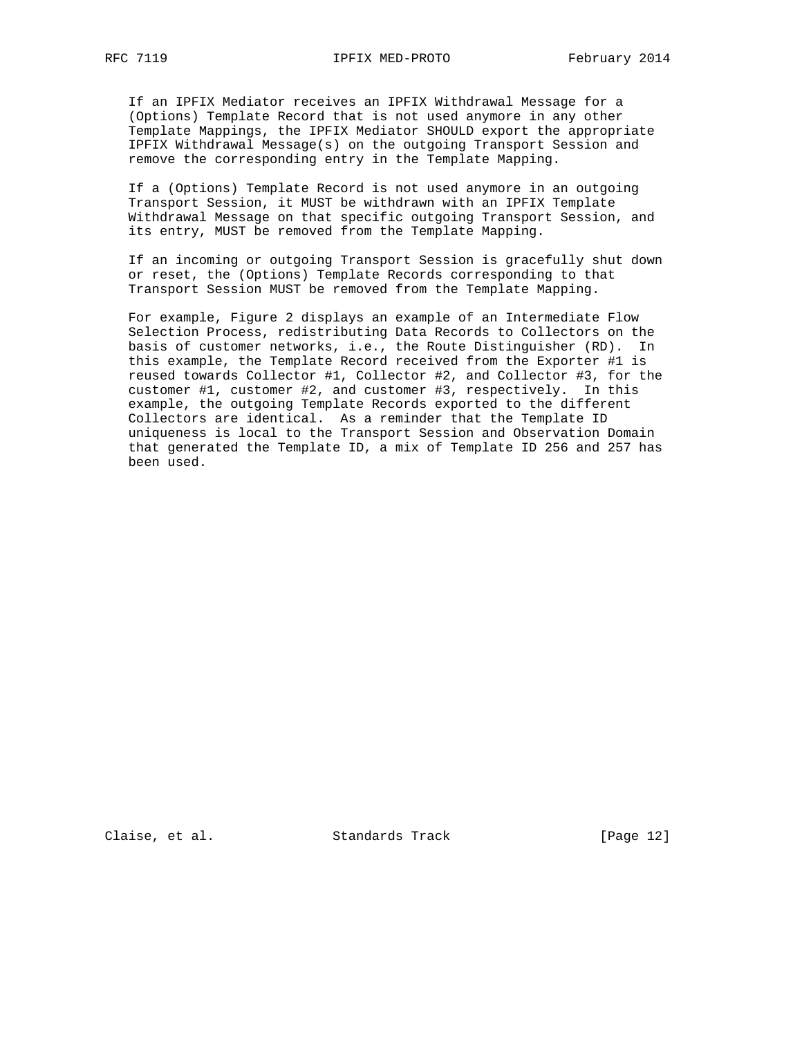If an IPFIX Mediator receives an IPFIX Withdrawal Message for a (Options) Template Record that is not used anymore in any other Template Mappings, the IPFIX Mediator SHOULD export the appropriate IPFIX Withdrawal Message(s) on the outgoing Transport Session and remove the corresponding entry in the Template Mapping.

If a (Options) Template Record is not used anymore in an outgoing Transport Session, it MUST be withdrawn with an IPFIX Template Withdrawal Message on that specific outgoing Transport Session, and its entry, MUST be removed from the Template Mapping.

If an incoming or outgoing Transport Session is gracefully shut down or reset, the (Options) Template Records corresponding to that Transport Session MUST be removed from the Template Mapping.

For example, Figure 2 displays an example of an Intermediate Flow Selection Process, redistributing Data Records to Collectors on the basis of customer networks, i.e., the Route Distinguisher (RD). In this example, the Template Record received from the Exporter #1 is reused towards Collector #1, Collector #2, and Collector #3, for the customer #1, customer #2, and customer #3, respectively. In this example, the outgoing Template Records exported to the different Collectors are identical. As a reminder that the Template ID uniqueness is local to the Transport Session and Observation Domain that generated the Template ID, a mix of Template ID 256 and 257 has been used.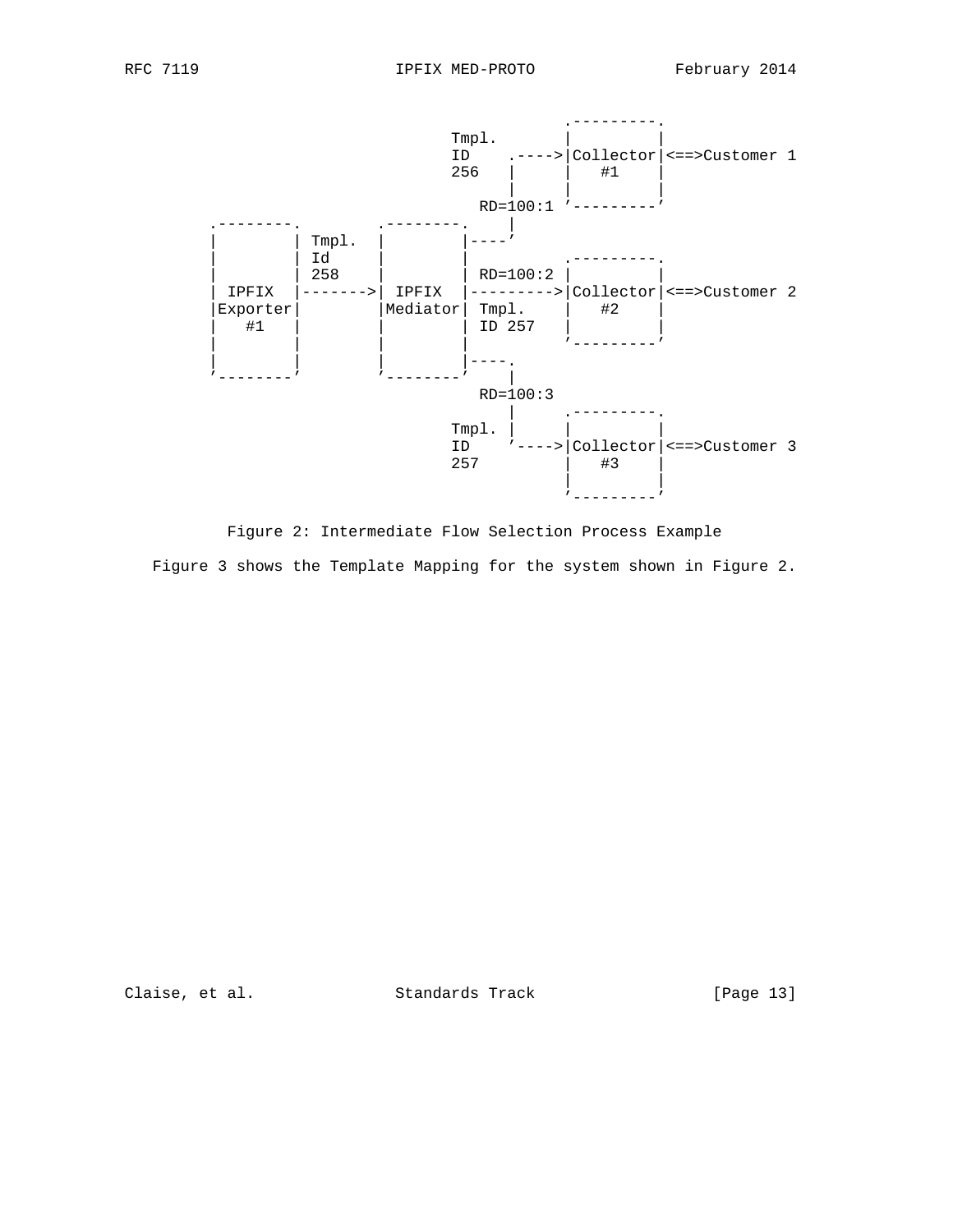```
                                                .---------.
                                  Tmpl.        |         |
                                  ID    .----->|Collector|<==>Customer 1
                                  256   |      |   #1    |
                                        |      |         |
                                     RD=100:1 '---------'
        .--------.        .--------.    |
        |        | Tmpl.  |        |----'
        |        | Id     |        |            .---------.
        |        | 258    |        | RD=100:2  |         |
        | IPFIX  |------->| IPFIX  |---------->|Collector|<==>Customer 2
        |Exporter|        |Mediator| Tmpl.     |   #2    |
        |   #1   |        |        | ID 257    |         |
        |        |        |        |           '---------'
        |        |        |        |----.
        '--------'        '--------'    |
                                     RD=100:3
                                        |      .---------.
                                  Tmpl. |      |         |
                                  ID    '----->|Collector|<==>Customer 3
                                  257          |   #3    |
                                               |         |
                                               '---------'
```

Figure 2: Intermediate Flow Selection Process Example

Figure 3 shows the Template Mapping for the system shown in Figure 2.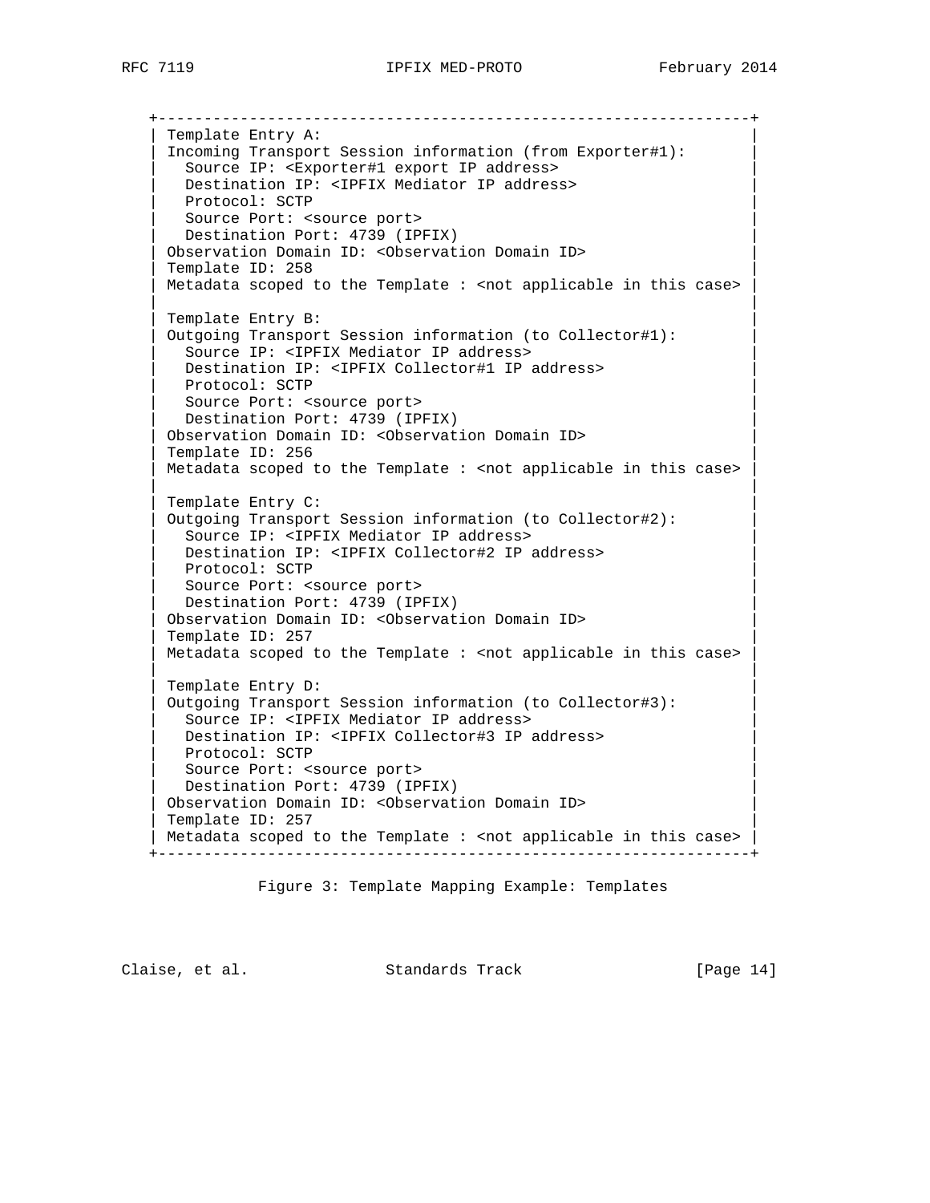```
+-----------------------------------------------------------------+
| Template Entry A:                                               |
| Incoming Transport Session information (from Exporter#1):       |
|   Source IP: <Exporter#1 export IP address>                     |
|   Destination IP: <IPFIX Mediator IP address>                   |
|   Protocol: SCTP                                                |
|   Source Port: <source port>                                    |
|   Destination Port: 4739 (IPFIX)                                |
| Observation Domain ID: <Observation Domain ID>                  |
| Template ID: 258                                                |
| Metadata scoped to the Template : <not applicable in this case> |
|                                                                 |
| Template Entry B:                                               |
| Outgoing Transport Session information (to Collector#1):        |
|   Source IP: <IPFIX Mediator IP address>                        |
|   Destination IP: <IPFIX Collector#1 IP address>                |
|   Protocol: SCTP                                                |
|   Source Port: <source port>                                    |
|   Destination Port: 4739 (IPFIX)                                |
| Observation Domain ID: <Observation Domain ID>                  |
| Template ID: 256                                                |
| Metadata scoped to the Template : <not applicable in this case> |
|                                                                 |
| Template Entry C:                                               |
| Outgoing Transport Session information (to Collector#2):        |
|   Source IP: <IPFIX Mediator IP address>                        |
|   Destination IP: <IPFIX Collector#2 IP address>                |
|   Protocol: SCTP                                                |
|   Source Port: <source port>                                    |
|   Destination Port: 4739 (IPFIX)                                |
| Observation Domain ID: <Observation Domain ID>                  |
| Template ID: 257                                                |
| Metadata scoped to the Template : <not applicable in this case> |
|                                                                 |
| Template Entry D:                                               |
| Outgoing Transport Session information (to Collector#3):        |
|   Source IP: <IPFIX Mediator IP address>                        |
|   Destination IP: <IPFIX Collector#3 IP address>                |
|   Protocol: SCTP                                                |
|   Source Port: <source port>                                    |
|   Destination Port: 4739 (IPFIX)                                |
| Observation Domain ID: <Observation Domain ID>                  |
| Template ID: 257                                                |
| Metadata scoped to the Template : <not applicable in this case> |
+-----------------------------------------------------------------+
```

Figure 3: Template Mapping Example: Templates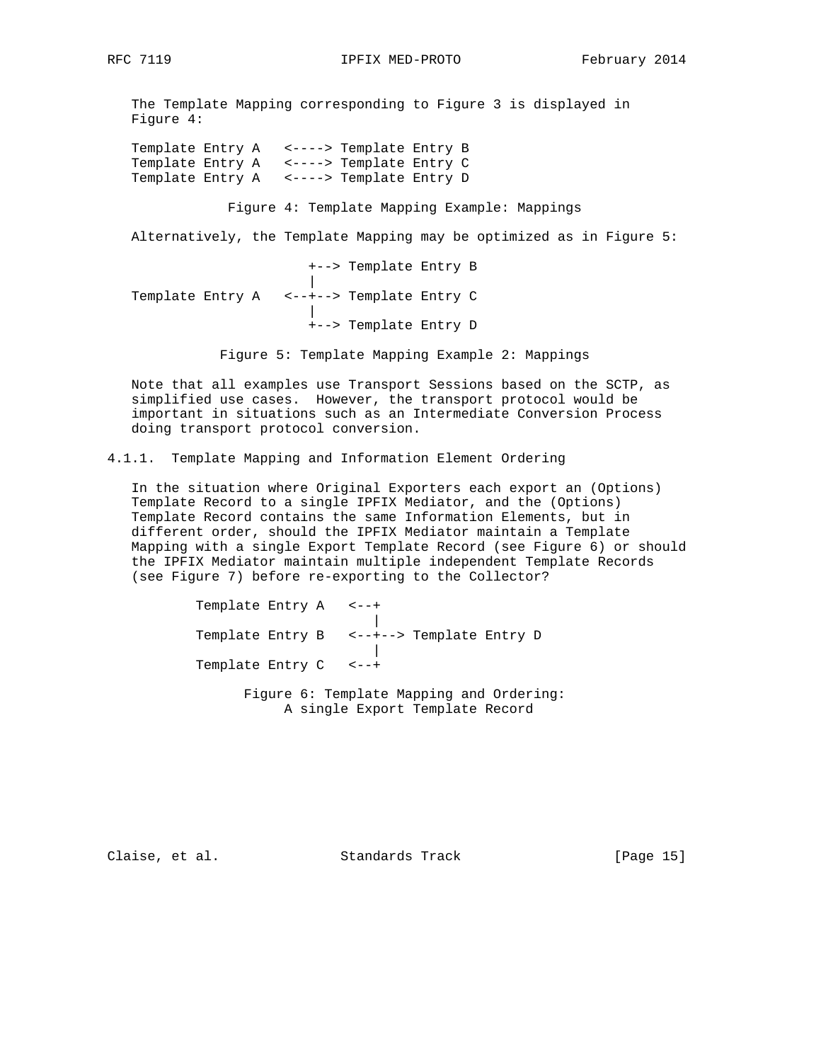The Template Mapping corresponding to Figure 3 is displayed in Figure 4:

```
Template Entry A   <----> Template Entry B
Template Entry A   <----> Template Entry C
Template Entry A   <----> Template Entry D
```

Figure 4: Template Mapping Example: Mappings

Alternatively, the Template Mapping may be optimized as in Figure 5:

```
                    +--> Template Entry B
                    |
Template Entry A   <--+--> Template Entry C
                    |
                    +--> Template Entry D
```

Figure 5: Template Mapping Example 2: Mappings

Note that all examples use Transport Sessions based on the SCTP, as simplified use cases. However, the transport protocol would be important in situations such as an Intermediate Conversion Process doing transport protocol conversion.

### 4.1.1. Template Mapping and Information Element Ordering

In the situation where Original Exporters each export an (Options) Template Record to a single IPFIX Mediator, and the (Options) Template Record contains the same Information Elements, but in different order, should the IPFIX Mediator maintain a Template Mapping with a single Export Template Record (see Figure 6) or should the IPFIX Mediator maintain multiple independent Template Records (see Figure 7) before re-exporting to the Collector?

```
Template Entry A   <--+
                      |
Template Entry B   <--+--> Template Entry D
                      |
Template Entry C   <--+
```

Figure 6: Template Mapping and Ordering: A single Export Template Record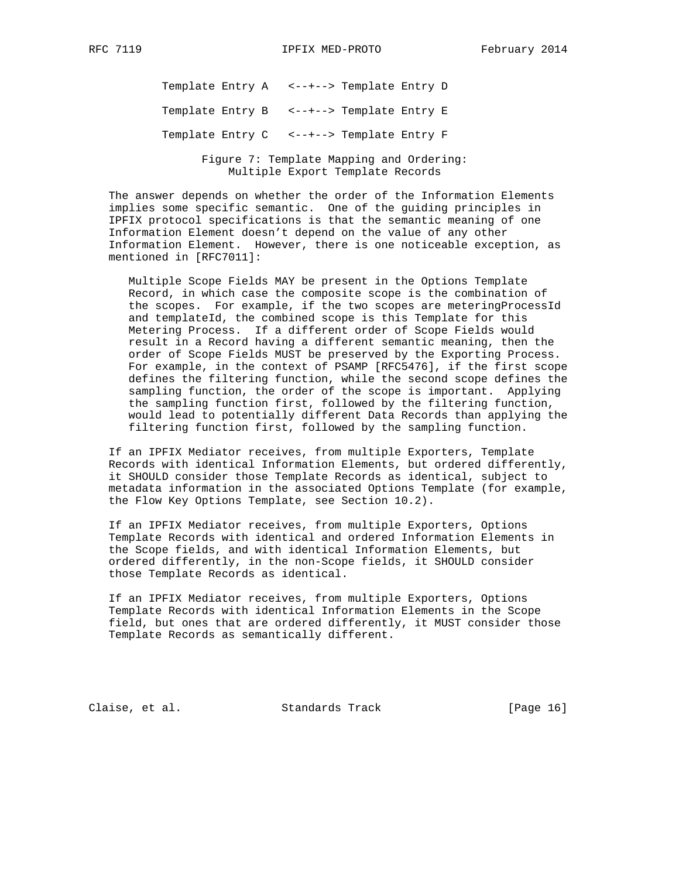```
Template Entry A   <--+--> Template Entry D

Template Entry B   <--+--> Template Entry E

Template Entry C   <--+--> Template Entry F
```

Figure 7: Template Mapping and Ordering: Multiple Export Template Records

The answer depends on whether the order of the Information Elements implies some specific semantic. One of the guiding principles in IPFIX protocol specifications is that the semantic meaning of one Information Element doesn't depend on the value of any other Information Element. However, there is one noticeable exception, as mentioned in [RFC7011]:

> Multiple Scope Fields MAY be present in the Options Template Record, in which case the composite scope is the combination of the scopes. For example, if the two scopes are meteringProcessId and templateId, the combined scope is this Template for this Metering Process. If a different order of Scope Fields would result in a Record having a different semantic meaning, then the order of Scope Fields MUST be preserved by the Exporting Process. For example, in the context of PSAMP [RFC5476], if the first scope defines the filtering function, while the second scope defines the sampling function, the order of the scope is important. Applying the sampling function first, followed by the filtering function, would lead to potentially different Data Records than applying the filtering function first, followed by the sampling function.

If an IPFIX Mediator receives, from multiple Exporters, Template Records with identical Information Elements, but ordered differently, it SHOULD consider those Template Records as identical, subject to metadata information in the associated Options Template (for example, the Flow Key Options Template, see Section 10.2).

If an IPFIX Mediator receives, from multiple Exporters, Options Template Records with identical and ordered Information Elements in the Scope fields, and with identical Information Elements, but ordered differently, in the non-Scope fields, it SHOULD consider those Template Records as identical.

If an IPFIX Mediator receives, from multiple Exporters, Options Template Records with identical Information Elements in the Scope field, but ones that are ordered differently, it MUST consider those Template Records as semantically different.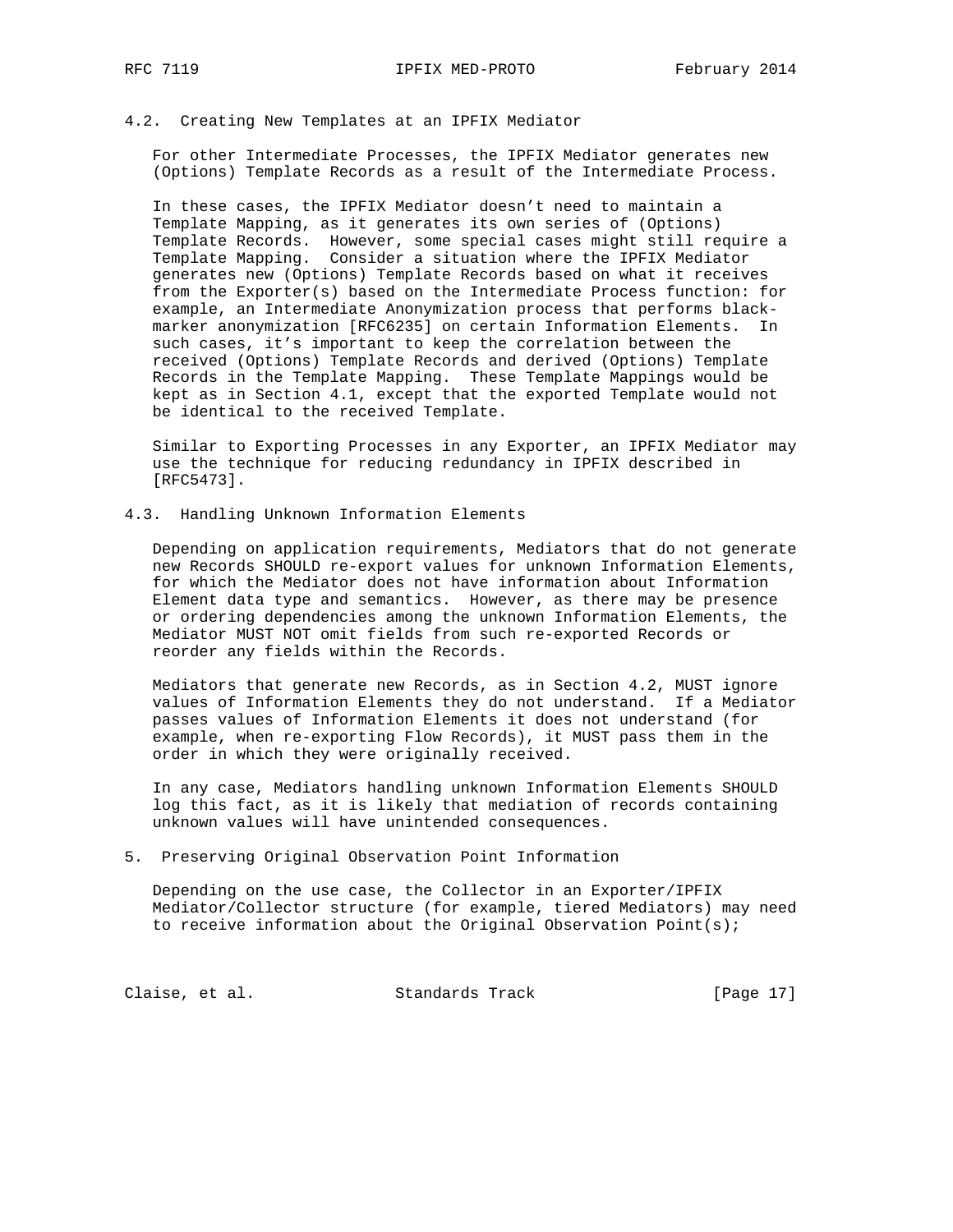### 4.2. Creating New Templates at an IPFIX Mediator

For other Intermediate Processes, the IPFIX Mediator generates new (Options) Template Records as a result of the Intermediate Process.

In these cases, the IPFIX Mediator doesn't need to maintain a Template Mapping, as it generates its own series of (Options) Template Records. However, some special cases might still require a Template Mapping. Consider a situation where the IPFIX Mediator generates new (Options) Template Records based on what it receives from the Exporter(s) based on the Intermediate Process function: for example, an Intermediate Anonymization process that performs black-marker anonymization [RFC6235] on certain Information Elements. In such cases, it's important to keep the correlation between the received (Options) Template Records and derived (Options) Template Records in the Template Mapping. These Template Mappings would be kept as in Section 4.1, except that the exported Template would not be identical to the received Template.

Similar to Exporting Processes in any Exporter, an IPFIX Mediator may use the technique for reducing redundancy in IPFIX described in [RFC5473].

### 4.3. Handling Unknown Information Elements

Depending on application requirements, Mediators that do not generate new Records SHOULD re-export values for unknown Information Elements, for which the Mediator does not have information about Information Element data type and semantics. However, as there may be presence or ordering dependencies among the unknown Information Elements, the Mediator MUST NOT omit fields from such re-exported Records or reorder any fields within the Records.

Mediators that generate new Records, as in Section 4.2, MUST ignore values of Information Elements they do not understand. If a Mediator passes values of Information Elements it does not understand (for example, when re-exporting Flow Records), it MUST pass them in the order in which they were originally received.

In any case, Mediators handling unknown Information Elements SHOULD log this fact, as it is likely that mediation of records containing unknown values will have unintended consequences.

## 5. Preserving Original Observation Point Information

Depending on the use case, the Collector in an Exporter/IPFIX Mediator/Collector structure (for example, tiered Mediators) may need to receive information about the Original Observation Point(s);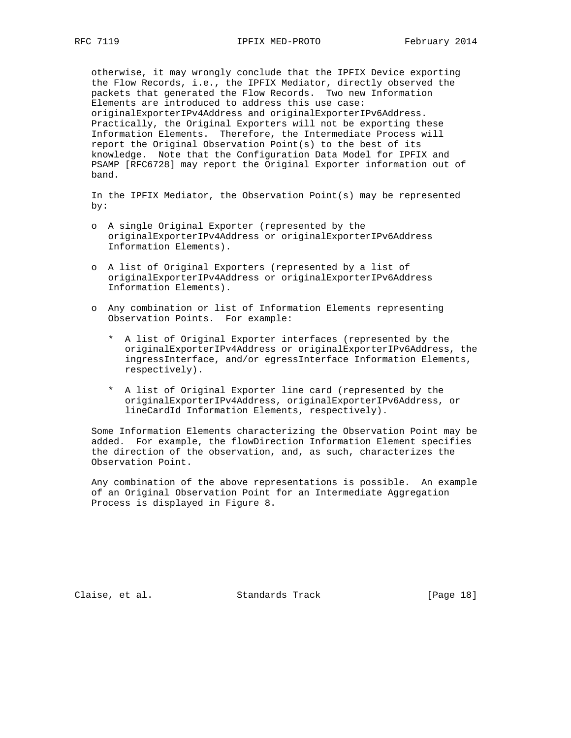otherwise, it may wrongly conclude that the IPFIX Device exporting the Flow Records, i.e., the IPFIX Mediator, directly observed the packets that generated the Flow Records. Two new Information Elements are introduced to address this use case: originalExporterIPv4Address and originalExporterIPv6Address. Practically, the Original Exporters will not be exporting these Information Elements. Therefore, the Intermediate Process will report the Original Observation Point(s) to the best of its knowledge. Note that the Configuration Data Model for IPFIX and PSAMP [RFC6728] may report the Original Exporter information out of band.

In the IPFIX Mediator, the Observation Point(s) may be represented by:

- A single Original Exporter (represented by the originalExporterIPv4Address or originalExporterIPv6Address Information Elements).

- A list of Original Exporters (represented by a list of originalExporterIPv4Address or originalExporterIPv6Address Information Elements).

- Any combination or list of Information Elements representing Observation Points. For example:

  * A list of Original Exporter interfaces (represented by the originalExporterIPv4Address or originalExporterIPv6Address, the ingressInterface, and/or egressInterface Information Elements, respectively).

  * A list of Original Exporter line card (represented by the originalExporterIPv4Address, originalExporterIPv6Address, or lineCardId Information Elements, respectively).

Some Information Elements characterizing the Observation Point may be added. For example, the flowDirection Information Element specifies the direction of the observation, and, as such, characterizes the Observation Point.

Any combination of the above representations is possible. An example of an Original Observation Point for an Intermediate Aggregation Process is displayed in Figure 8.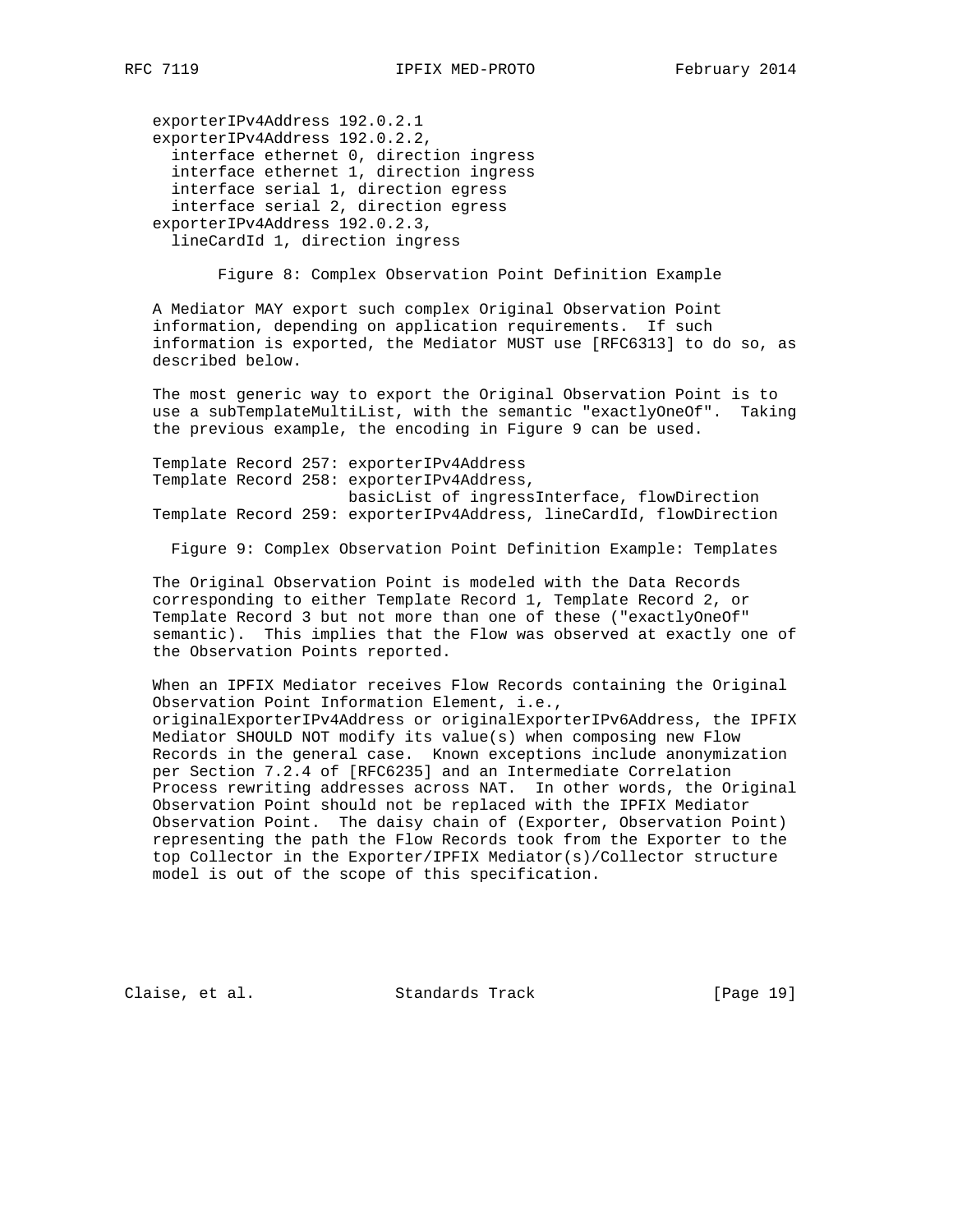```
exporterIPv4Address 192.0.2.1
exporterIPv4Address 192.0.2.2,
  interface ethernet 0, direction ingress
  interface ethernet 1, direction ingress
  interface serial 1, direction egress
  interface serial 2, direction egress
exporterIPv4Address 192.0.2.3,
  lineCardId 1, direction ingress
```

Figure 8: Complex Observation Point Definition Example

A Mediator MAY export such complex Original Observation Point information, depending on application requirements. If such information is exported, the Mediator MUST use [RFC6313] to do so, as described below.

The most generic way to export the Original Observation Point is to use a subTemplateMultiList, with the semantic "exactlyOneOf". Taking the previous example, the encoding in Figure 9 can be used.

```
Template Record 257: exporterIPv4Address
Template Record 258: exporterIPv4Address,
                     basicList of ingressInterface, flowDirection
Template Record 259: exporterIPv4Address, lineCardId, flowDirection
```

Figure 9: Complex Observation Point Definition Example: Templates

The Original Observation Point is modeled with the Data Records corresponding to either Template Record 1, Template Record 2, or Template Record 3 but not more than one of these ("exactlyOneOf" semantic). This implies that the Flow was observed at exactly one of the Observation Points reported.

When an IPFIX Mediator receives Flow Records containing the Original Observation Point Information Element, i.e., originalExporterIPv4Address or originalExporterIPv6Address, the IPFIX Mediator SHOULD NOT modify its value(s) when composing new Flow Records in the general case. Known exceptions include anonymization per Section 7.2.4 of [RFC6235] and an Intermediate Correlation Process rewriting addresses across NAT. In other words, the Original Observation Point should not be replaced with the IPFIX Mediator Observation Point. The daisy chain of (Exporter, Observation Point) representing the path the Flow Records took from the Exporter to the top Collector in the Exporter/IPFIX Mediator(s)/Collector structure model is out of the scope of this specification.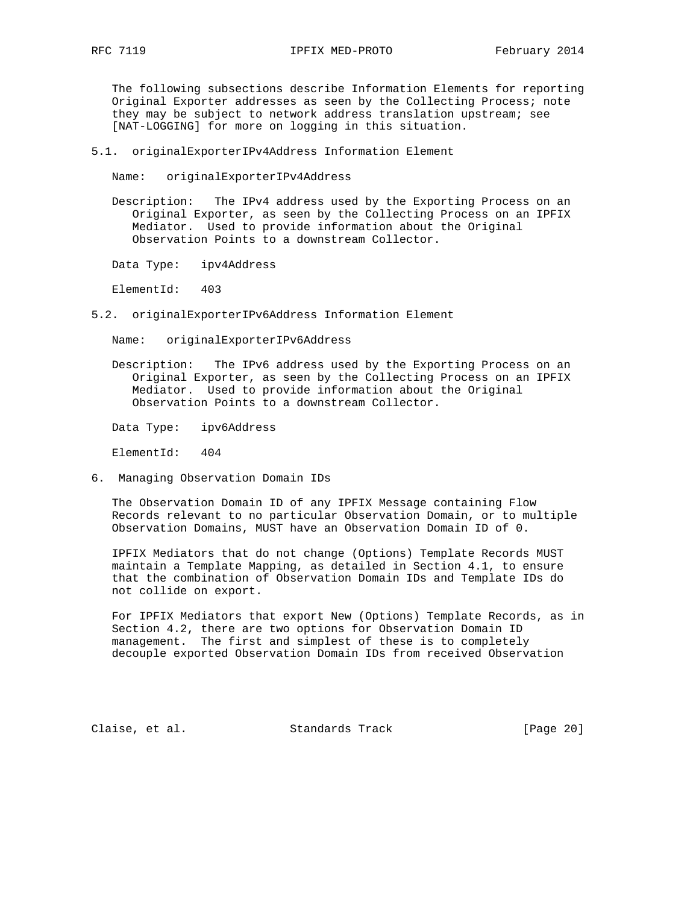The following subsections describe Information Elements for reporting Original Exporter addresses as seen by the Collecting Process; note they may be subject to network address translation upstream; see [NAT-LOGGING] for more on logging in this situation.

## 5.1. originalExporterIPv4Address Information Element

Name: originalExporterIPv4Address

Description: The IPv4 address used by the Exporting Process on an Original Exporter, as seen by the Collecting Process on an IPFIX Mediator. Used to provide information about the Original Observation Points to a downstream Collector.

Data Type: ipv4Address

ElementId: 403

## 5.2. originalExporterIPv6Address Information Element

Name: originalExporterIPv6Address

Description: The IPv6 address used by the Exporting Process on an Original Exporter, as seen by the Collecting Process on an IPFIX Mediator. Used to provide information about the Original Observation Points to a downstream Collector.

Data Type: ipv6Address

ElementId: 404

# 6. Managing Observation Domain IDs

The Observation Domain ID of any IPFIX Message containing Flow Records relevant to no particular Observation Domain, or to multiple Observation Domains, MUST have an Observation Domain ID of 0.

IPFIX Mediators that do not change (Options) Template Records MUST maintain a Template Mapping, as detailed in Section 4.1, to ensure that the combination of Observation Domain IDs and Template IDs do not collide on export.

For IPFIX Mediators that export New (Options) Template Records, as in Section 4.2, there are two options for Observation Domain ID management. The first and simplest of these is to completely decouple exported Observation Domain IDs from received Observation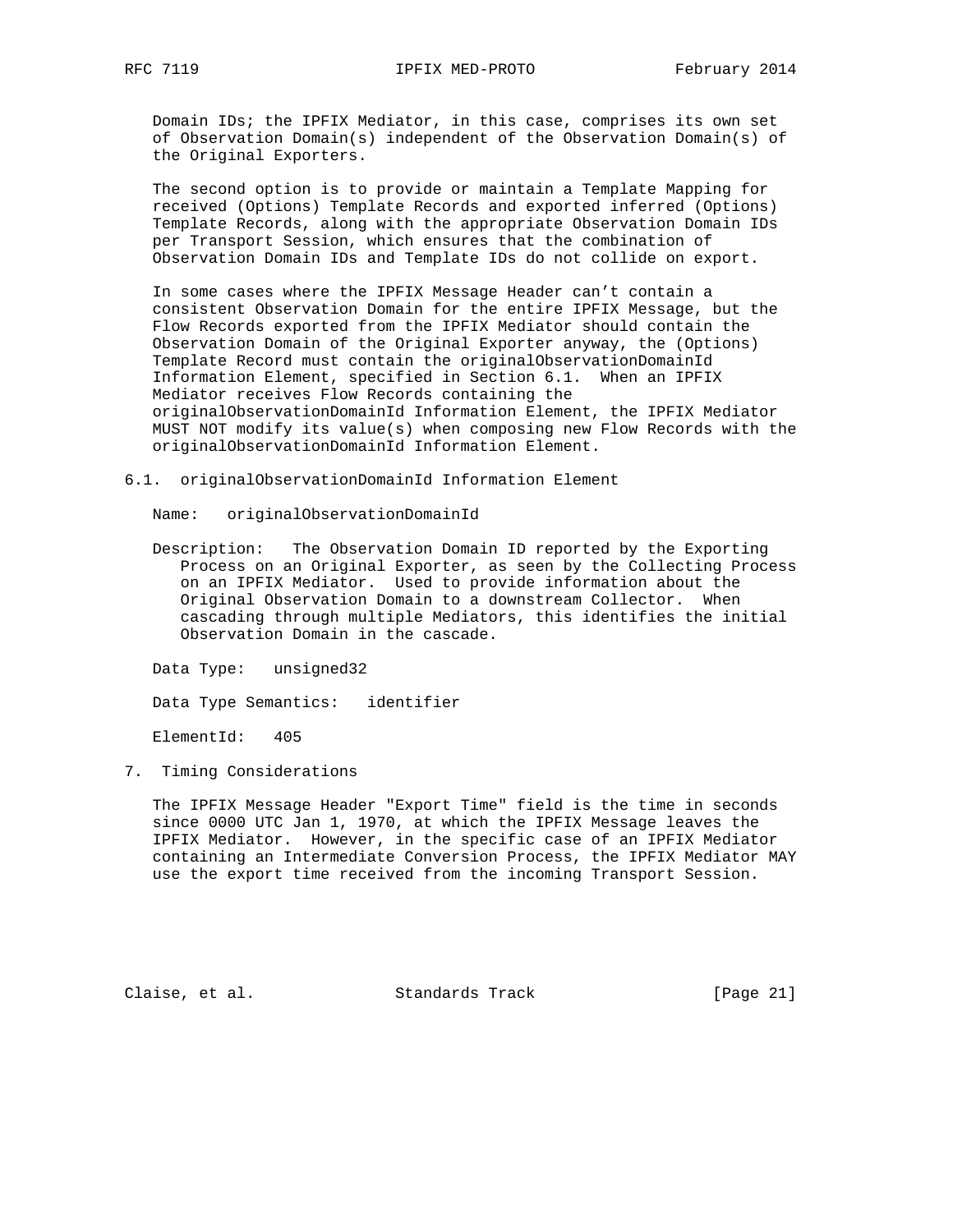Domain IDs; the IPFIX Mediator, in this case, comprises its own set of Observation Domain(s) independent of the Observation Domain(s) of the Original Exporters.

The second option is to provide or maintain a Template Mapping for received (Options) Template Records and exported inferred (Options) Template Records, along with the appropriate Observation Domain IDs per Transport Session, which ensures that the combination of Observation Domain IDs and Template IDs do not collide on export.

In some cases where the IPFIX Message Header can't contain a consistent Observation Domain for the entire IPFIX Message, but the Flow Records exported from the IPFIX Mediator should contain the Observation Domain of the Original Exporter anyway, the (Options) Template Record must contain the originalObservationDomainId Information Element, specified in Section 6.1. When an IPFIX Mediator receives Flow Records containing the originalObservationDomainId Information Element, the IPFIX Mediator MUST NOT modify its value(s) when composing new Flow Records with the originalObservationDomainId Information Element.

### 6.1. originalObservationDomainId Information Element

Name: originalObservationDomainId

Description: The Observation Domain ID reported by the Exporting Process on an Original Exporter, as seen by the Collecting Process on an IPFIX Mediator. Used to provide information about the Original Observation Domain to a downstream Collector. When cascading through multiple Mediators, this identifies the initial Observation Domain in the cascade.

Data Type: unsigned32

Data Type Semantics: identifier

ElementId: 405

## 7. Timing Considerations

The IPFIX Message Header "Export Time" field is the time in seconds since 0000 UTC Jan 1, 1970, at which the IPFIX Message leaves the IPFIX Mediator. However, in the specific case of an IPFIX Mediator containing an Intermediate Conversion Process, the IPFIX Mediator MAY use the export time received from the incoming Transport Session.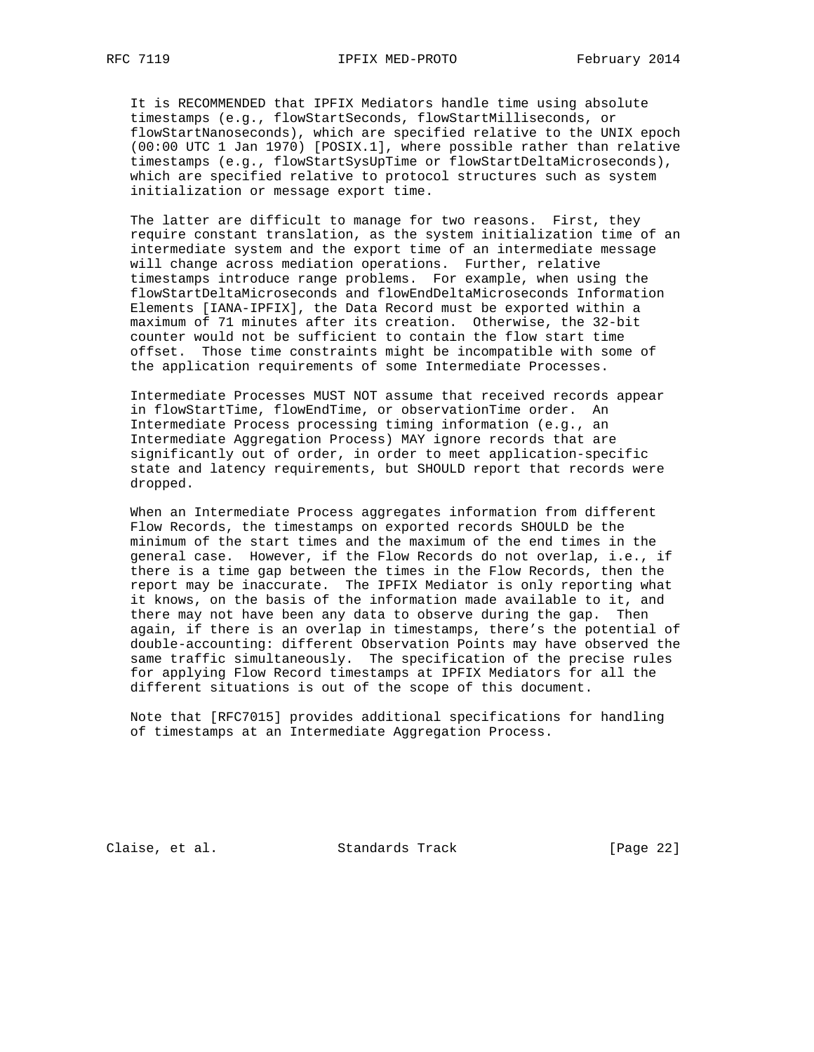It is RECOMMENDED that IPFIX Mediators handle time using absolute timestamps (e.g., flowStartSeconds, flowStartMilliseconds, or flowStartNanoseconds), which are specified relative to the UNIX epoch (00:00 UTC 1 Jan 1970) [POSIX.1], where possible rather than relative timestamps (e.g., flowStartSysUpTime or flowStartDeltaMicroseconds), which are specified relative to protocol structures such as system initialization or message export time.

The latter are difficult to manage for two reasons. First, they require constant translation, as the system initialization time of an intermediate system and the export time of an intermediate message will change across mediation operations. Further, relative timestamps introduce range problems. For example, when using the flowStartDeltaMicroseconds and flowEndDeltaMicroseconds Information Elements [IANA-IPFIX], the Data Record must be exported within a maximum of 71 minutes after its creation. Otherwise, the 32-bit counter would not be sufficient to contain the flow start time offset. Those time constraints might be incompatible with some of the application requirements of some Intermediate Processes.

Intermediate Processes MUST NOT assume that received records appear in flowStartTime, flowEndTime, or observationTime order. An Intermediate Process processing timing information (e.g., an Intermediate Aggregation Process) MAY ignore records that are significantly out of order, in order to meet application-specific state and latency requirements, but SHOULD report that records were dropped.

When an Intermediate Process aggregates information from different Flow Records, the timestamps on exported records SHOULD be the minimum of the start times and the maximum of the end times in the general case. However, if the Flow Records do not overlap, i.e., if there is a time gap between the times in the Flow Records, then the report may be inaccurate. The IPFIX Mediator is only reporting what it knows, on the basis of the information made available to it, and there may not have been any data to observe during the gap. Then again, if there is an overlap in timestamps, there's the potential of double-accounting: different Observation Points may have observed the same traffic simultaneously. The specification of the precise rules for applying Flow Record timestamps at IPFIX Mediators for all the different situations is out of the scope of this document.

Note that [RFC7015] provides additional specifications for handling of timestamps at an Intermediate Aggregation Process.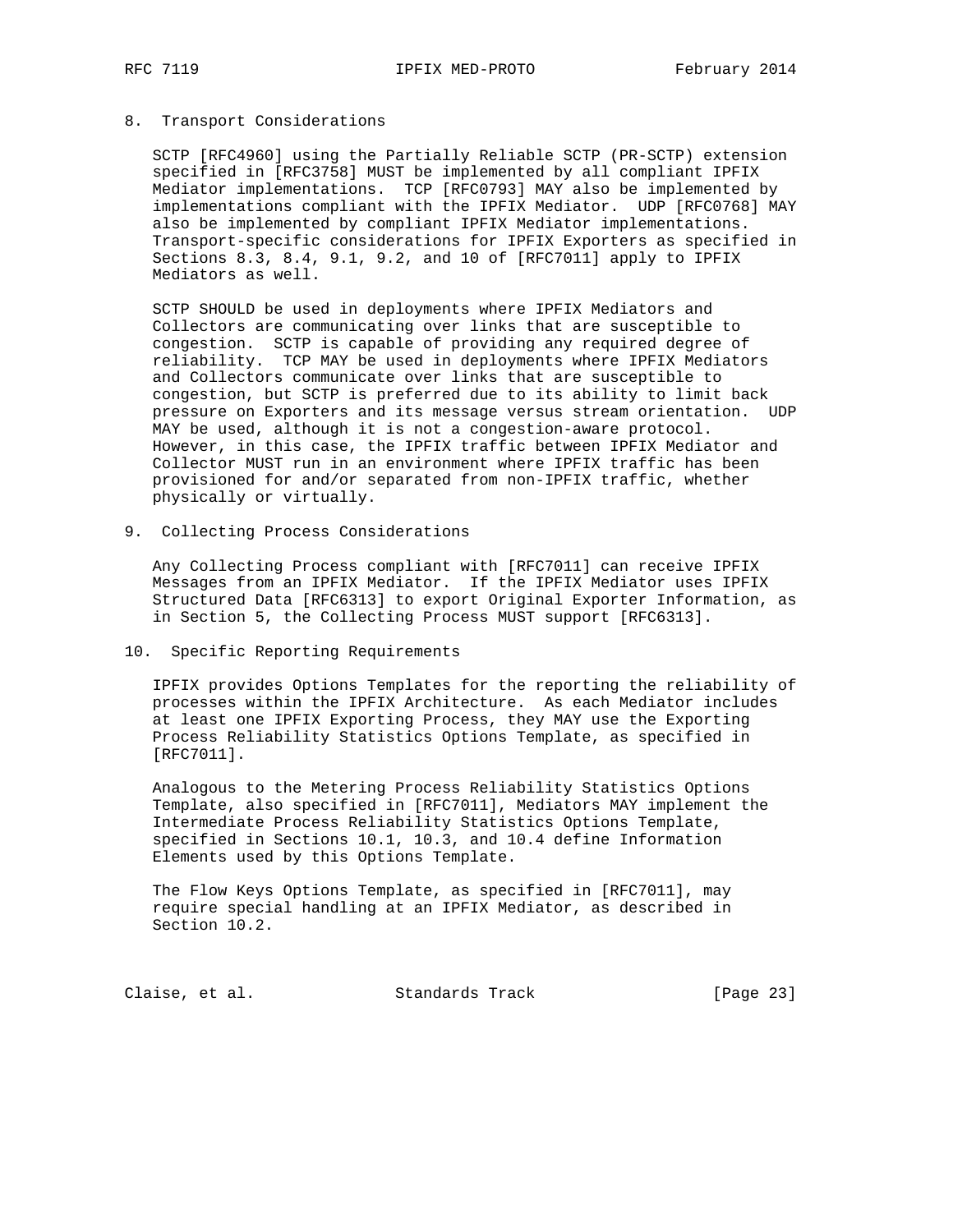## 8. Transport Considerations

SCTP [RFC4960] using the Partially Reliable SCTP (PR-SCTP) extension specified in [RFC3758] MUST be implemented by all compliant IPFIX Mediator implementations. TCP [RFC0793] MAY also be implemented by implementations compliant with the IPFIX Mediator. UDP [RFC0768] MAY also be implemented by compliant IPFIX Mediator implementations. Transport-specific considerations for IPFIX Exporters as specified in Sections 8.3, 8.4, 9.1, 9.2, and 10 of [RFC7011] apply to IPFIX Mediators as well.

SCTP SHOULD be used in deployments where IPFIX Mediators and Collectors are communicating over links that are susceptible to congestion. SCTP is capable of providing any required degree of reliability. TCP MAY be used in deployments where IPFIX Mediators and Collectors communicate over links that are susceptible to congestion, but SCTP is preferred due to its ability to limit back pressure on Exporters and its message versus stream orientation. UDP MAY be used, although it is not a congestion-aware protocol. However, in this case, the IPFIX traffic between IPFIX Mediator and Collector MUST run in an environment where IPFIX traffic has been provisioned for and/or separated from non-IPFIX traffic, whether physically or virtually.

## 9. Collecting Process Considerations

Any Collecting Process compliant with [RFC7011] can receive IPFIX Messages from an IPFIX Mediator. If the IPFIX Mediator uses IPFIX Structured Data [RFC6313] to export Original Exporter Information, as in Section 5, the Collecting Process MUST support [RFC6313].

## 10. Specific Reporting Requirements

IPFIX provides Options Templates for the reporting the reliability of processes within the IPFIX Architecture. As each Mediator includes at least one IPFIX Exporting Process, they MAY use the Exporting Process Reliability Statistics Options Template, as specified in [RFC7011].

Analogous to the Metering Process Reliability Statistics Options Template, also specified in [RFC7011], Mediators MAY implement the Intermediate Process Reliability Statistics Options Template, specified in Sections 10.1, 10.3, and 10.4 define Information Elements used by this Options Template.

The Flow Keys Options Template, as specified in [RFC7011], may require special handling at an IPFIX Mediator, as described in Section 10.2.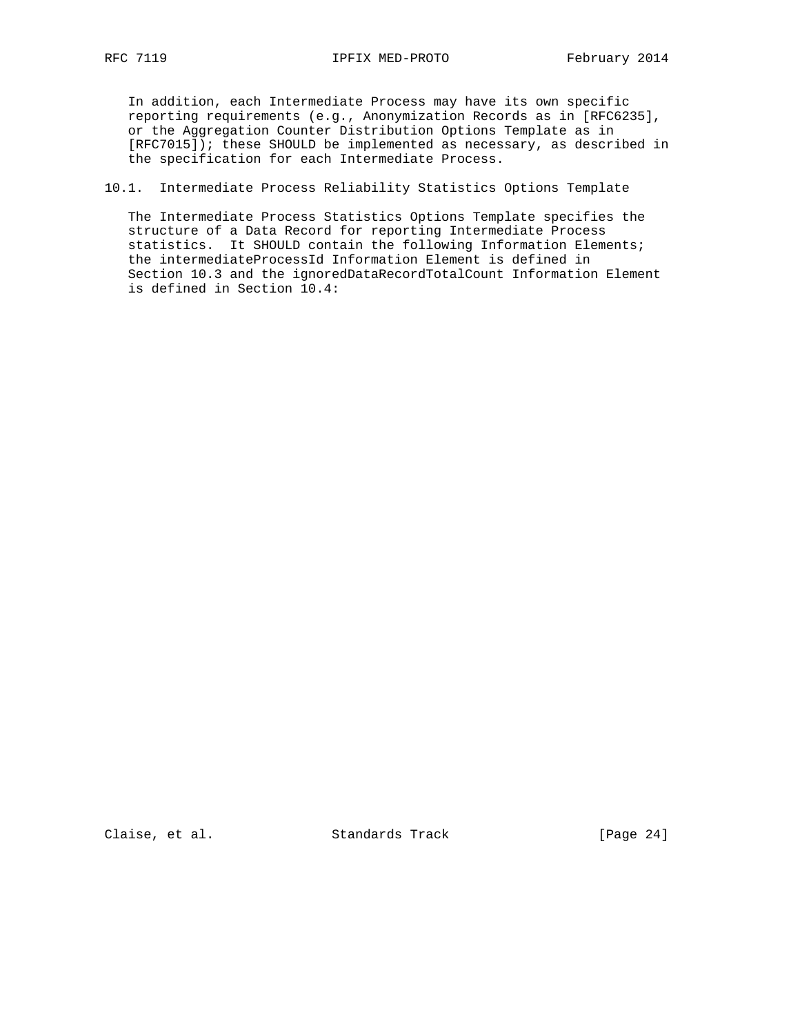In addition, each Intermediate Process may have its own specific reporting requirements (e.g., Anonymization Records as in [RFC6235], or the Aggregation Counter Distribution Options Template as in [RFC7015]); these SHOULD be implemented as necessary, as described in the specification for each Intermediate Process.

## 10.1. Intermediate Process Reliability Statistics Options Template

The Intermediate Process Statistics Options Template specifies the structure of a Data Record for reporting Intermediate Process statistics. It SHOULD contain the following Information Elements; the intermediateProcessId Information Element is defined in Section 10.3 and the ignoredDataRecordTotalCount Information Element is defined in Section 10.4: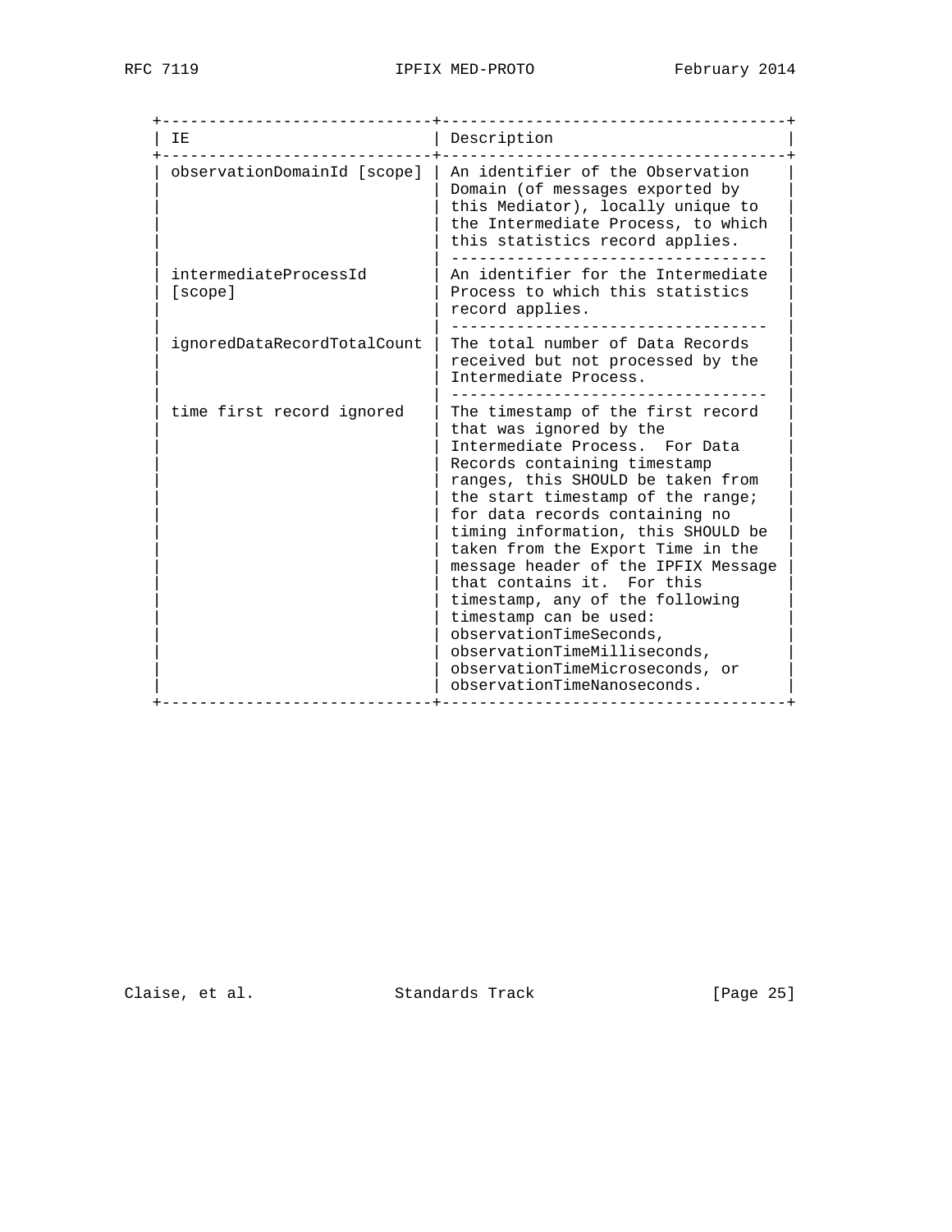| IE | Description |
| --- | --- |
| observationDomainId [scope] | An identifier of the Observation Domain (of messages exported by this Mediator), locally unique to the Intermediate Process, to which this statistics record applies. |
| intermediateProcessId [scope] | An identifier for the Intermediate Process to which this statistics record applies. |
| ignoredDataRecordTotalCount | The total number of Data Records received but not processed by the Intermediate Process. |
| time first record ignored | The timestamp of the first record that was ignored by the Intermediate Process. For Data Records containing timestamp ranges, this SHOULD be taken from the start timestamp of the range; for data records containing no timing information, this SHOULD be taken from the Export Time in the message header of the IPFIX Message that contains it. For this timestamp, any of the following timestamp can be used: observationTimeSeconds, observationTimeMilliseconds, observationTimeMicroseconds, or observationTimeNanoseconds. |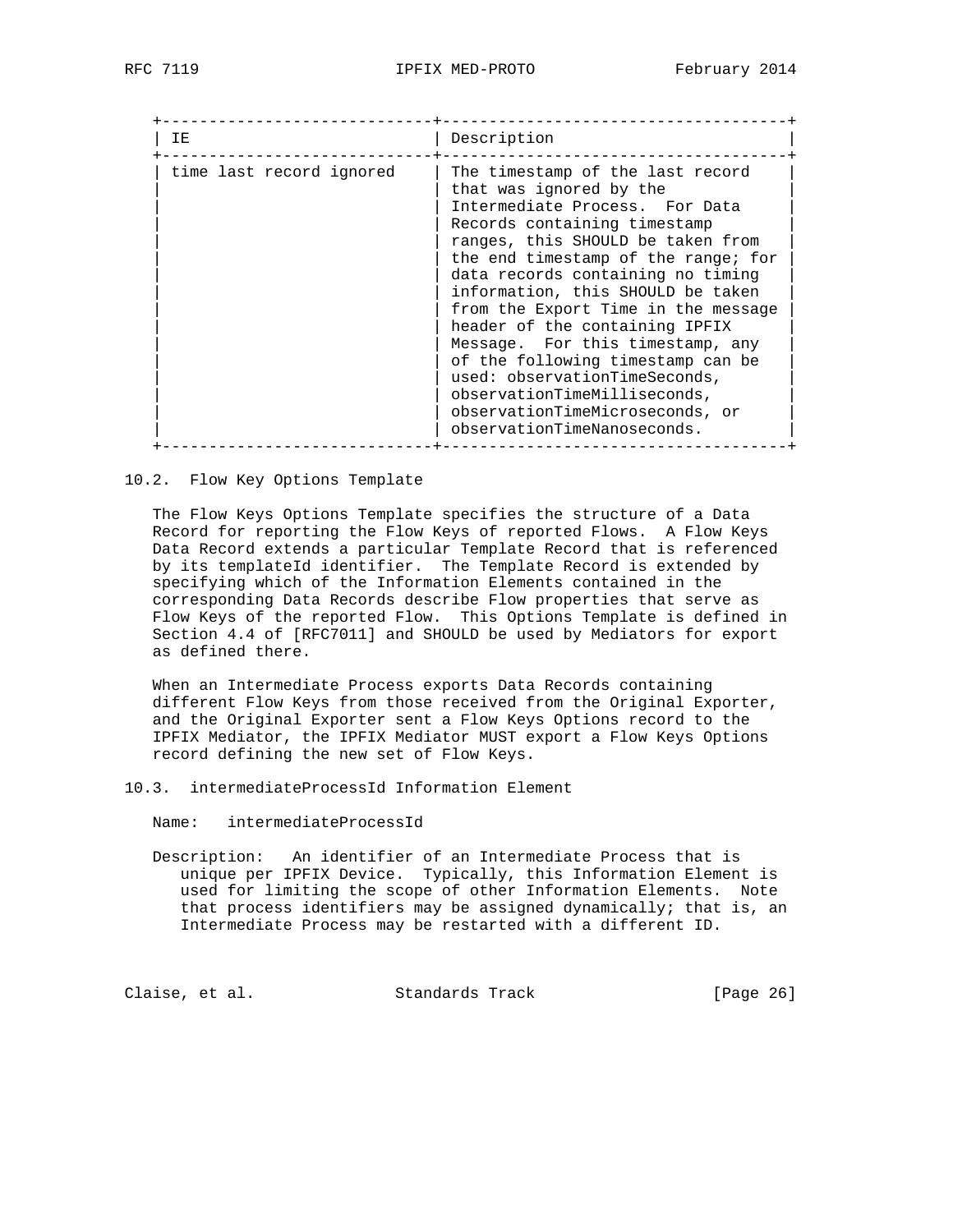| IE | Description |
| --- | --- |
| time last record ignored | The timestamp of the last record that was ignored by the Intermediate Process. For Data Records containing timestamp ranges, this SHOULD be taken from the end timestamp of the range; for data records containing no timing information, this SHOULD be taken from the Export Time in the message header of the containing IPFIX Message. For this timestamp, any of the following timestamp can be used: observationTimeSeconds, observationTimeMilliseconds, observationTimeMicroseconds, or observationTimeNanoseconds. |

## 10.2. Flow Key Options Template

The Flow Keys Options Template specifies the structure of a Data Record for reporting the Flow Keys of reported Flows. A Flow Keys Data Record extends a particular Template Record that is referenced by its templateId identifier. The Template Record is extended by specifying which of the Information Elements contained in the corresponding Data Records describe Flow properties that serve as Flow Keys of the reported Flow. This Options Template is defined in Section 4.4 of [RFC7011] and SHOULD be used by Mediators for export as defined there.

When an Intermediate Process exports Data Records containing different Flow Keys from those received from the Original Exporter, and the Original Exporter sent a Flow Keys Options record to the IPFIX Mediator, the IPFIX Mediator MUST export a Flow Keys Options record defining the new set of Flow Keys.

## 10.3. intermediateProcessId Information Element

Name: intermediateProcessId

Description: An identifier of an Intermediate Process that is unique per IPFIX Device. Typically, this Information Element is used for limiting the scope of other Information Elements. Note that process identifiers may be assigned dynamically; that is, an Intermediate Process may be restarted with a different ID.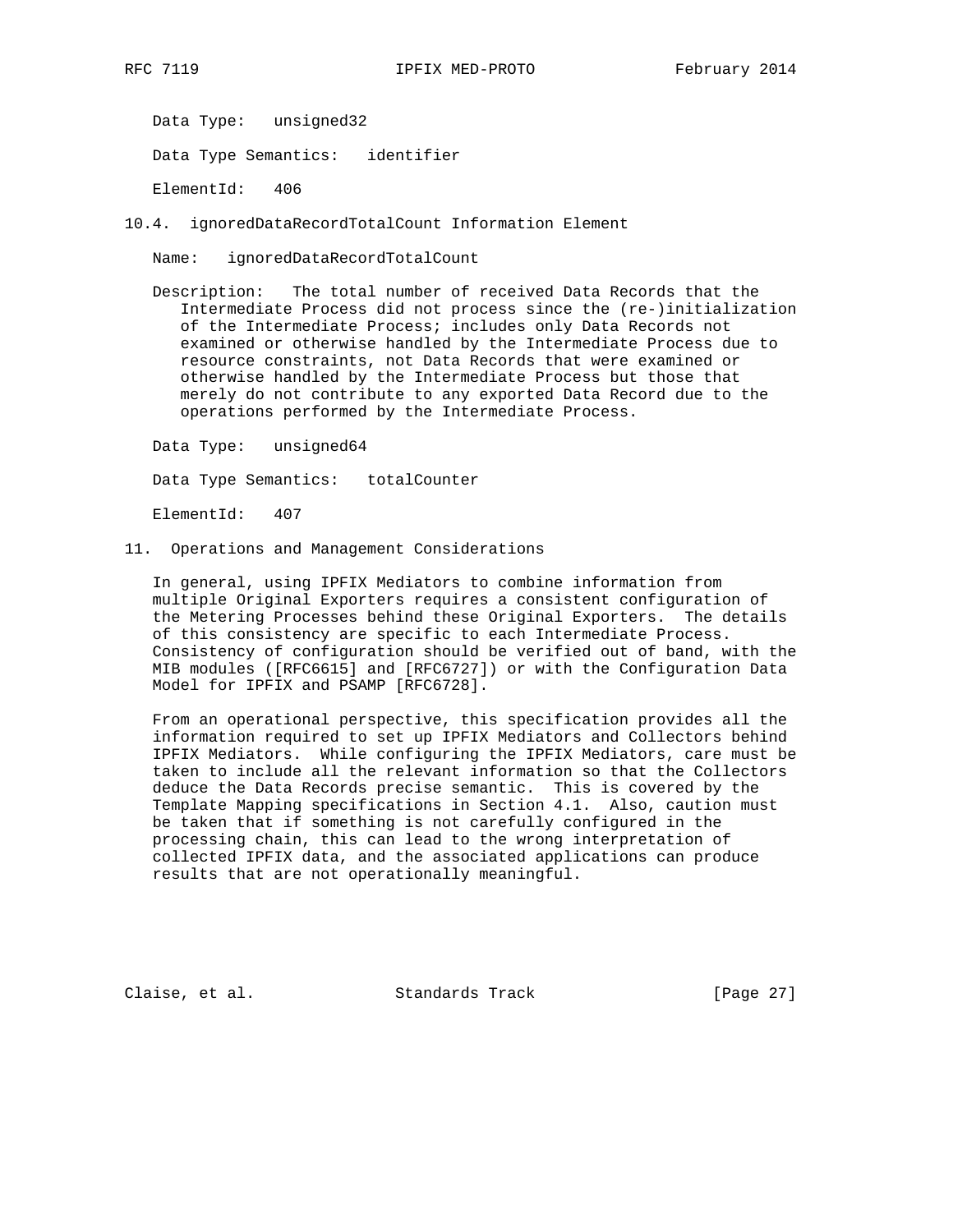Data Type: unsigned32

Data Type Semantics: identifier

ElementId: 406

## 10.4. ignoredDataRecordTotalCount Information Element

Name: ignoredDataRecordTotalCount

Description: The total number of received Data Records that the Intermediate Process did not process since the (re-)initialization of the Intermediate Process; includes only Data Records not examined or otherwise handled by the Intermediate Process due to resource constraints, not Data Records that were examined or otherwise handled by the Intermediate Process but those that merely do not contribute to any exported Data Record due to the operations performed by the Intermediate Process.

Data Type: unsigned64

Data Type Semantics: totalCounter

ElementId: 407

# 11. Operations and Management Considerations

In general, using IPFIX Mediators to combine information from multiple Original Exporters requires a consistent configuration of the Metering Processes behind these Original Exporters. The details of this consistency are specific to each Intermediate Process. Consistency of configuration should be verified out of band, with the MIB modules ([RFC6615] and [RFC6727]) or with the Configuration Data Model for IPFIX and PSAMP [RFC6728].

From an operational perspective, this specification provides all the information required to set up IPFIX Mediators and Collectors behind IPFIX Mediators. While configuring the IPFIX Mediators, care must be taken to include all the relevant information so that the Collectors deduce the Data Records precise semantic. This is covered by the Template Mapping specifications in Section 4.1. Also, caution must be taken that if something is not carefully configured in the processing chain, this can lead to the wrong interpretation of collected IPFIX data, and the associated applications can produce results that are not operationally meaningful.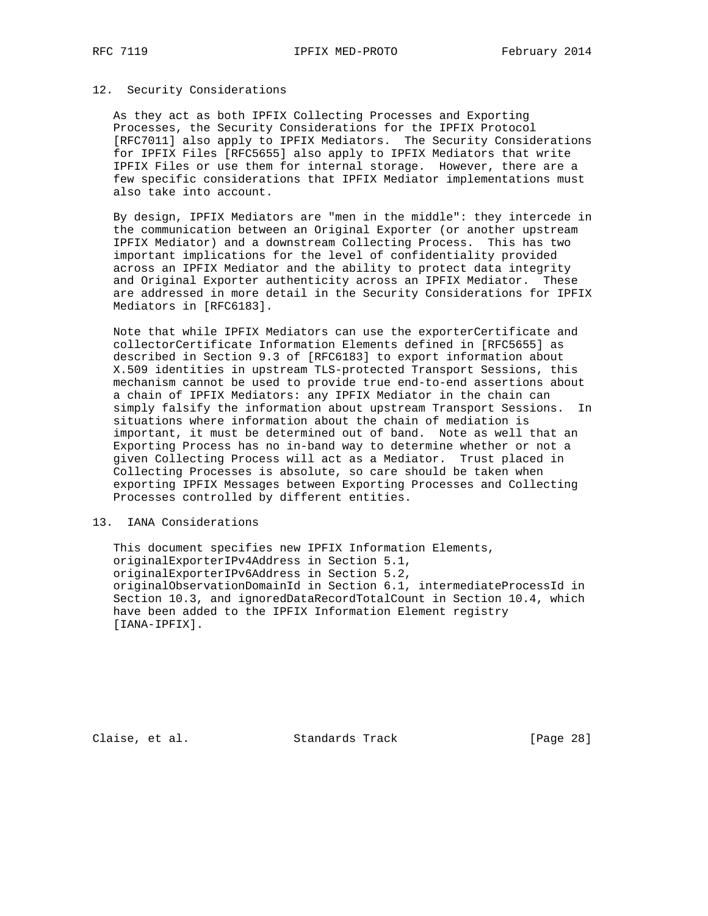## 12. Security Considerations

As they act as both IPFIX Collecting Processes and Exporting Processes, the Security Considerations for the IPFIX Protocol [RFC7011] also apply to IPFIX Mediators. The Security Considerations for IPFIX Files [RFC5655] also apply to IPFIX Mediators that write IPFIX Files or use them for internal storage. However, there are a few specific considerations that IPFIX Mediator implementations must also take into account.

By design, IPFIX Mediators are "men in the middle": they intercede in the communication between an Original Exporter (or another upstream IPFIX Mediator) and a downstream Collecting Process. This has two important implications for the level of confidentiality provided across an IPFIX Mediator and the ability to protect data integrity and Original Exporter authenticity across an IPFIX Mediator. These are addressed in more detail in the Security Considerations for IPFIX Mediators in [RFC6183].

Note that while IPFIX Mediators can use the exporterCertificate and collectorCertificate Information Elements defined in [RFC5655] as described in Section 9.3 of [RFC6183] to export information about X.509 identities in upstream TLS-protected Transport Sessions, this mechanism cannot be used to provide true end-to-end assertions about a chain of IPFIX Mediators: any IPFIX Mediator in the chain can simply falsify the information about upstream Transport Sessions. In situations where information about the chain of mediation is important, it must be determined out of band. Note as well that an Exporting Process has no in-band way to determine whether or not a given Collecting Process will act as a Mediator. Trust placed in Collecting Processes is absolute, so care should be taken when exporting IPFIX Messages between Exporting Processes and Collecting Processes controlled by different entities.

## 13. IANA Considerations

This document specifies new IPFIX Information Elements, originalExporterIPv4Address in Section 5.1, originalExporterIPv6Address in Section 5.2, originalObservationDomainId in Section 6.1, intermediateProcessId in Section 10.3, and ignoredDataRecordTotalCount in Section 10.4, which have been added to the IPFIX Information Element registry [IANA-IPFIX].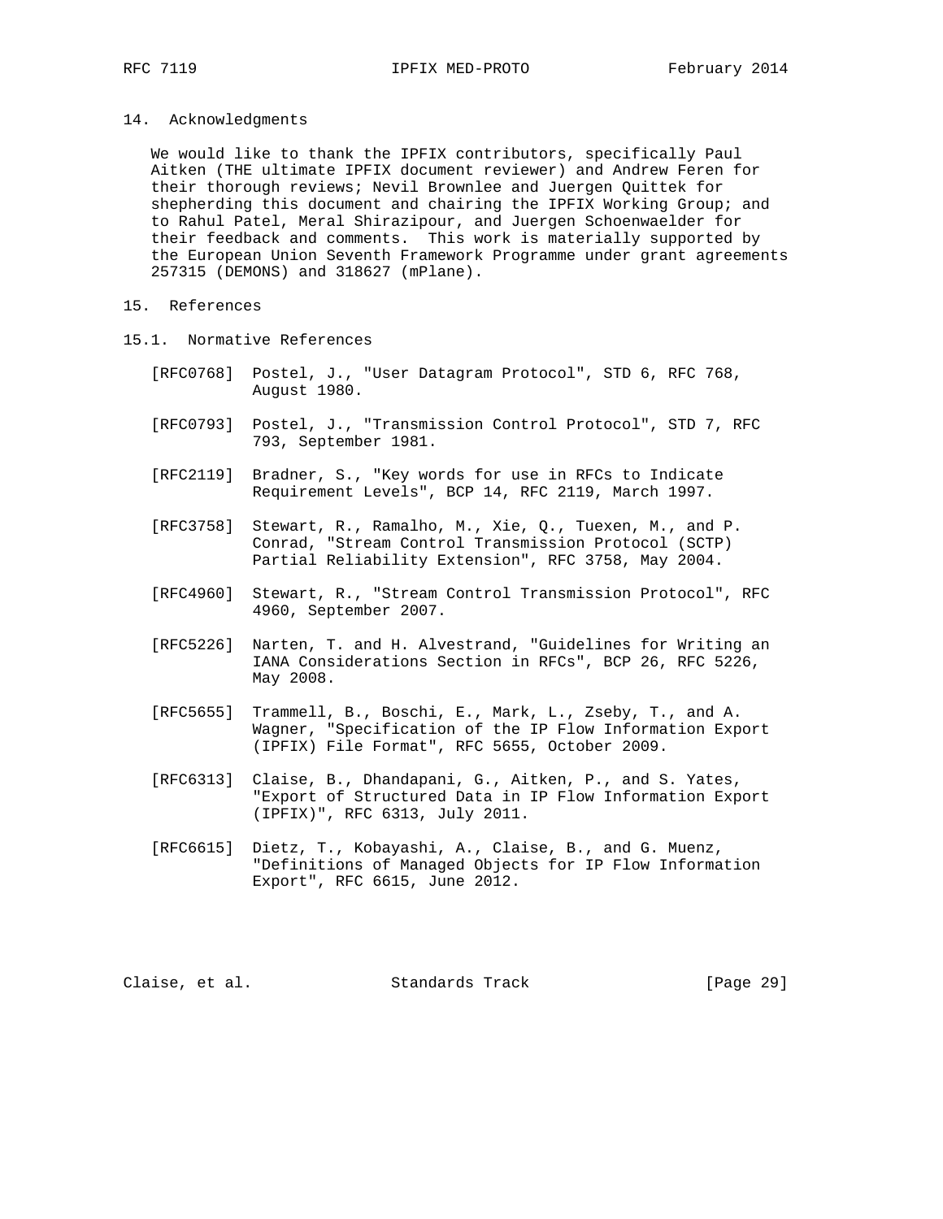## 14. Acknowledgments

We would like to thank the IPFIX contributors, specifically Paul Aitken (THE ultimate IPFIX document reviewer) and Andrew Feren for their thorough reviews; Nevil Brownlee and Juergen Quittek for shepherding this document and chairing the IPFIX Working Group; and to Rahul Patel, Meral Shirazipour, and Juergen Schoenwaelder for their feedback and comments. This work is materially supported by the European Union Seventh Framework Programme under grant agreements 257315 (DEMONS) and 318627 (mPlane).

## 15. References

### 15.1. Normative References

[RFC0768] Postel, J., "User Datagram Protocol", STD 6, RFC 768, August 1980.

[RFC0793] Postel, J., "Transmission Control Protocol", STD 7, RFC 793, September 1981.

[RFC2119] Bradner, S., "Key words for use in RFCs to Indicate Requirement Levels", BCP 14, RFC 2119, March 1997.

[RFC3758] Stewart, R., Ramalho, M., Xie, Q., Tuexen, M., and P. Conrad, "Stream Control Transmission Protocol (SCTP) Partial Reliability Extension", RFC 3758, May 2004.

[RFC4960] Stewart, R., "Stream Control Transmission Protocol", RFC 4960, September 2007.

[RFC5226] Narten, T. and H. Alvestrand, "Guidelines for Writing an IANA Considerations Section in RFCs", BCP 26, RFC 5226, May 2008.

[RFC5655] Trammell, B., Boschi, E., Mark, L., Zseby, T., and A. Wagner, "Specification of the IP Flow Information Export (IPFIX) File Format", RFC 5655, October 2009.

[RFC6313] Claise, B., Dhandapani, G., Aitken, P., and S. Yates, "Export of Structured Data in IP Flow Information Export (IPFIX)", RFC 6313, July 2011.

[RFC6615] Dietz, T., Kobayashi, A., Claise, B., and G. Muenz, "Definitions of Managed Objects for IP Flow Information Export", RFC 6615, June 2012.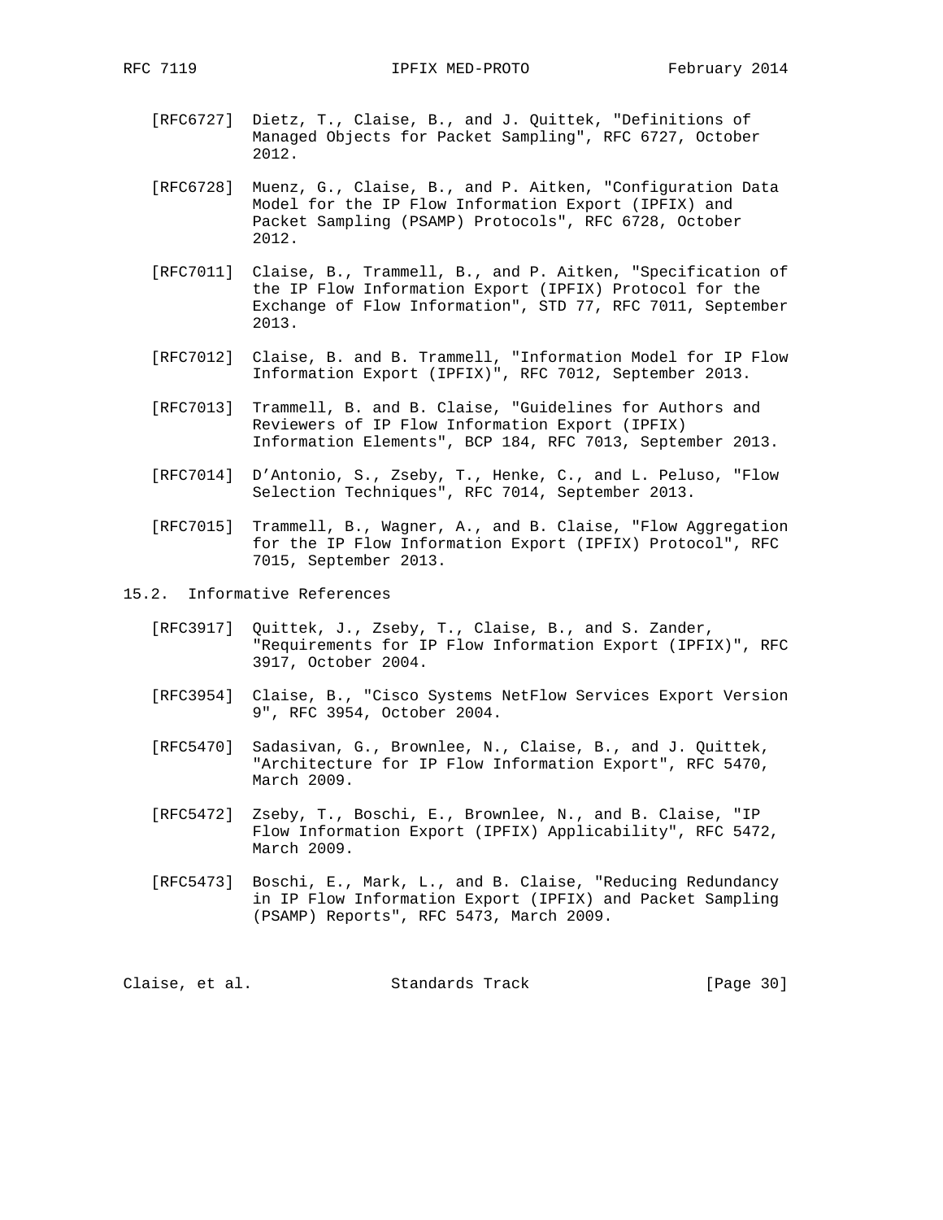[RFC6727] Dietz, T., Claise, B., and J. Quittek, "Definitions of Managed Objects for Packet Sampling", RFC 6727, October 2012.

[RFC6728] Muenz, G., Claise, B., and P. Aitken, "Configuration Data Model for the IP Flow Information Export (IPFIX) and Packet Sampling (PSAMP) Protocols", RFC 6728, October 2012.

[RFC7011] Claise, B., Trammell, B., and P. Aitken, "Specification of the IP Flow Information Export (IPFIX) Protocol for the Exchange of Flow Information", STD 77, RFC 7011, September 2013.

[RFC7012] Claise, B. and B. Trammell, "Information Model for IP Flow Information Export (IPFIX)", RFC 7012, September 2013.

[RFC7013] Trammell, B. and B. Claise, "Guidelines for Authors and Reviewers of IP Flow Information Export (IPFIX) Information Elements", BCP 184, RFC 7013, September 2013.

[RFC7014] D'Antonio, S., Zseby, T., Henke, C., and L. Peluso, "Flow Selection Techniques", RFC 7014, September 2013.

[RFC7015] Trammell, B., Wagner, A., and B. Claise, "Flow Aggregation for the IP Flow Information Export (IPFIX) Protocol", RFC 7015, September 2013.

## 15.2. Informative References

[RFC3917] Quittek, J., Zseby, T., Claise, B., and S. Zander, "Requirements for IP Flow Information Export (IPFIX)", RFC 3917, October 2004.

[RFC3954] Claise, B., "Cisco Systems NetFlow Services Export Version 9", RFC 3954, October 2004.

[RFC5470] Sadasivan, G., Brownlee, N., Claise, B., and J. Quittek, "Architecture for IP Flow Information Export", RFC 5470, March 2009.

[RFC5472] Zseby, T., Boschi, E., Brownlee, N., and B. Claise, "IP Flow Information Export (IPFIX) Applicability", RFC 5472, March 2009.

[RFC5473] Boschi, E., Mark, L., and B. Claise, "Reducing Redundancy in IP Flow Information Export (IPFIX) and Packet Sampling (PSAMP) Reports", RFC 5473, March 2009.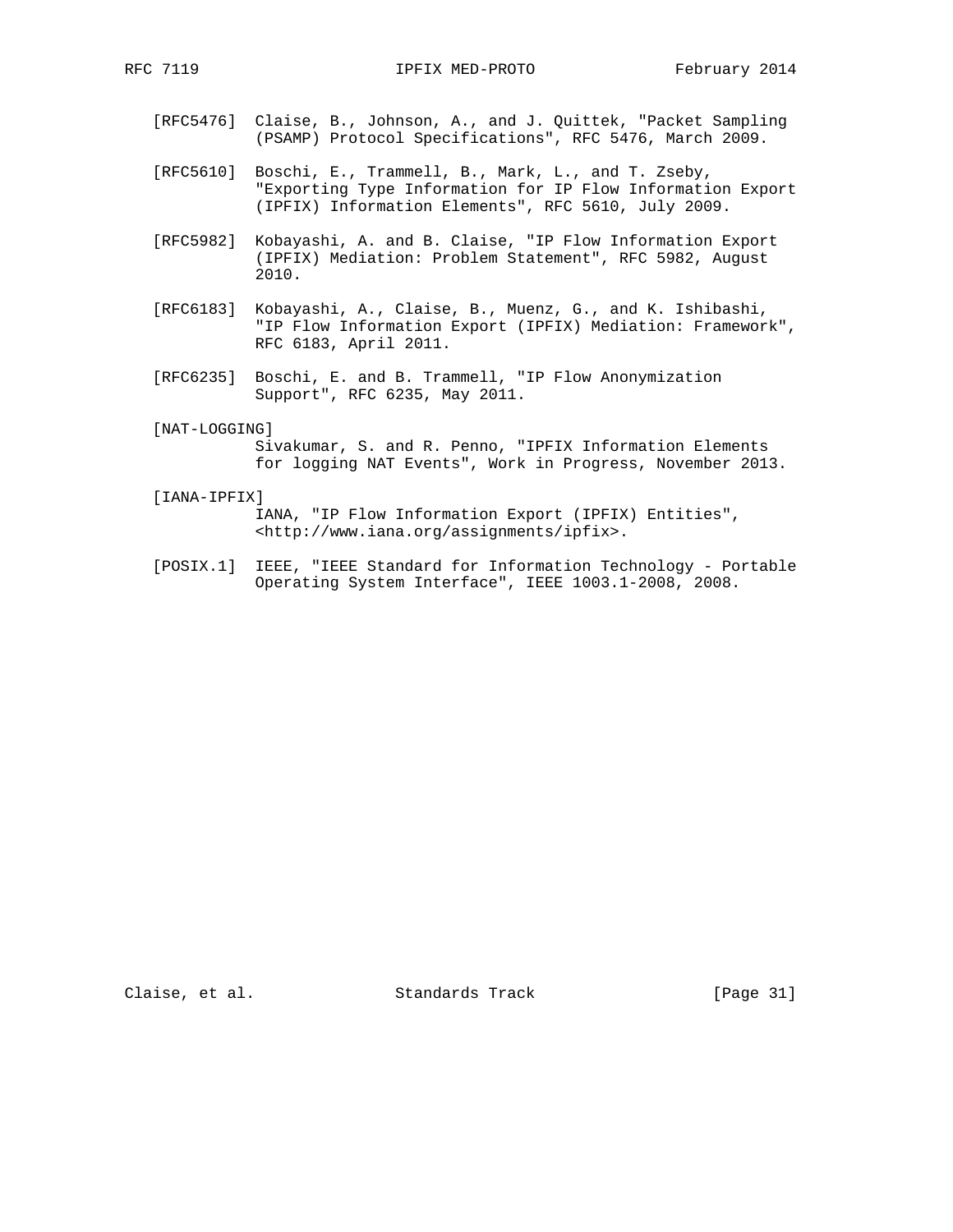[RFC5476] Claise, B., Johnson, A., and J. Quittek, "Packet Sampling (PSAMP) Protocol Specifications", RFC 5476, March 2009.

[RFC5610] Boschi, E., Trammell, B., Mark, L., and T. Zseby, "Exporting Type Information for IP Flow Information Export (IPFIX) Information Elements", RFC 5610, July 2009.

[RFC5982] Kobayashi, A. and B. Claise, "IP Flow Information Export (IPFIX) Mediation: Problem Statement", RFC 5982, August 2010.

[RFC6183] Kobayashi, A., Claise, B., Muenz, G., and K. Ishibashi, "IP Flow Information Export (IPFIX) Mediation: Framework", RFC 6183, April 2011.

[RFC6235] Boschi, E. and B. Trammell, "IP Flow Anonymization Support", RFC 6235, May 2011.

[NAT-LOGGING] Sivakumar, S. and R. Penno, "IPFIX Information Elements for logging NAT Events", Work in Progress, November 2013.

[IANA-IPFIX] IANA, "IP Flow Information Export (IPFIX) Entities", <http://www.iana.org/assignments/ipfix>.

[POSIX.1] IEEE, "IEEE Standard for Information Technology - Portable Operating System Interface", IEEE 1003.1-2008, 2008.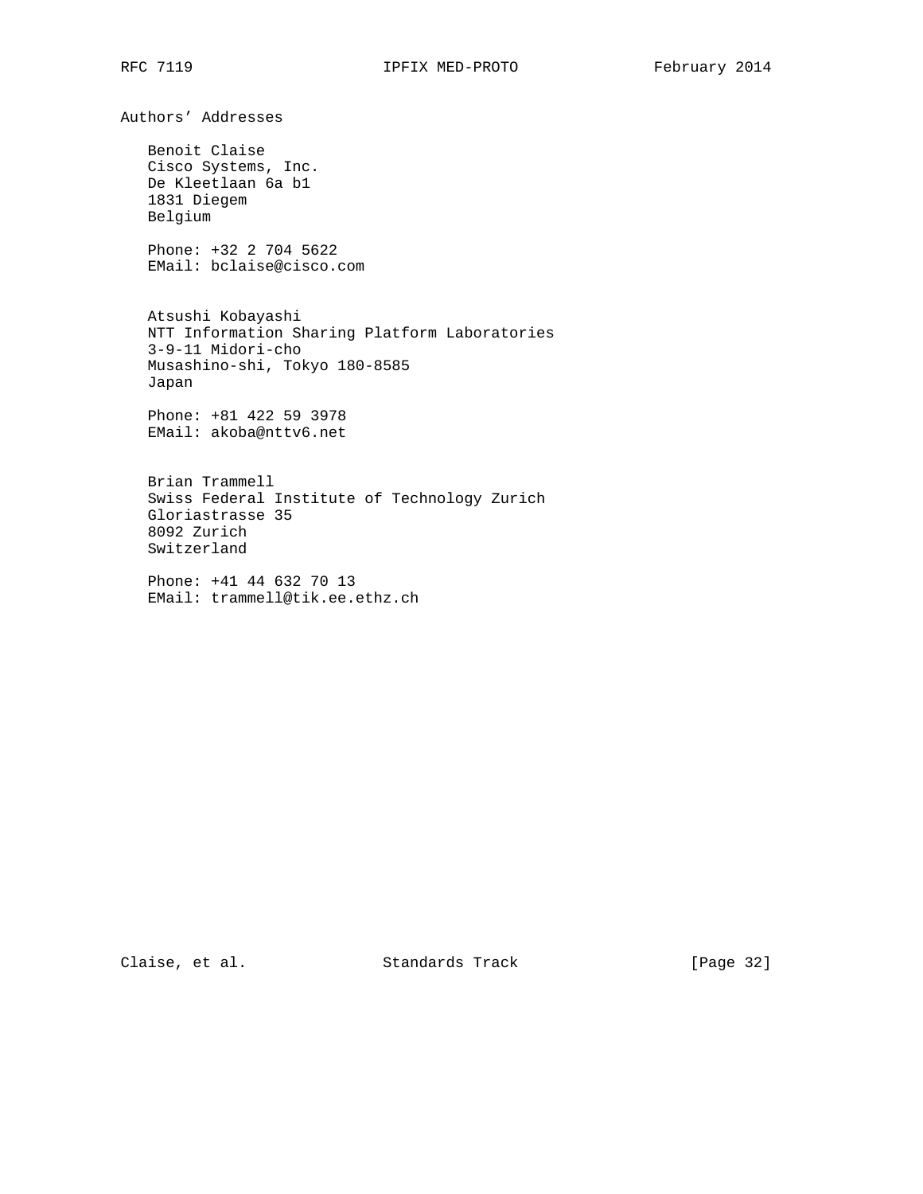## Authors' Addresses

Benoit Claise  
Cisco Systems, Inc.  
De Kleetlaan 6a b1  
1831 Diegem  
Belgium

Phone: +32 2 704 5622  
EMail: bclaise@cisco.com

Atsushi Kobayashi  
NTT Information Sharing Platform Laboratories  
3-9-11 Midori-cho  
Musashino-shi, Tokyo 180-8585  
Japan

Phone: +81 422 59 3978  
EMail: akoba@nttv6.net

Brian Trammell  
Swiss Federal Institute of Technology Zurich  
Gloriastrasse 35  
8092 Zurich  
Switzerland

Phone: +41 44 632 70 13  
EMail: trammell@tik.ee.ethz.ch